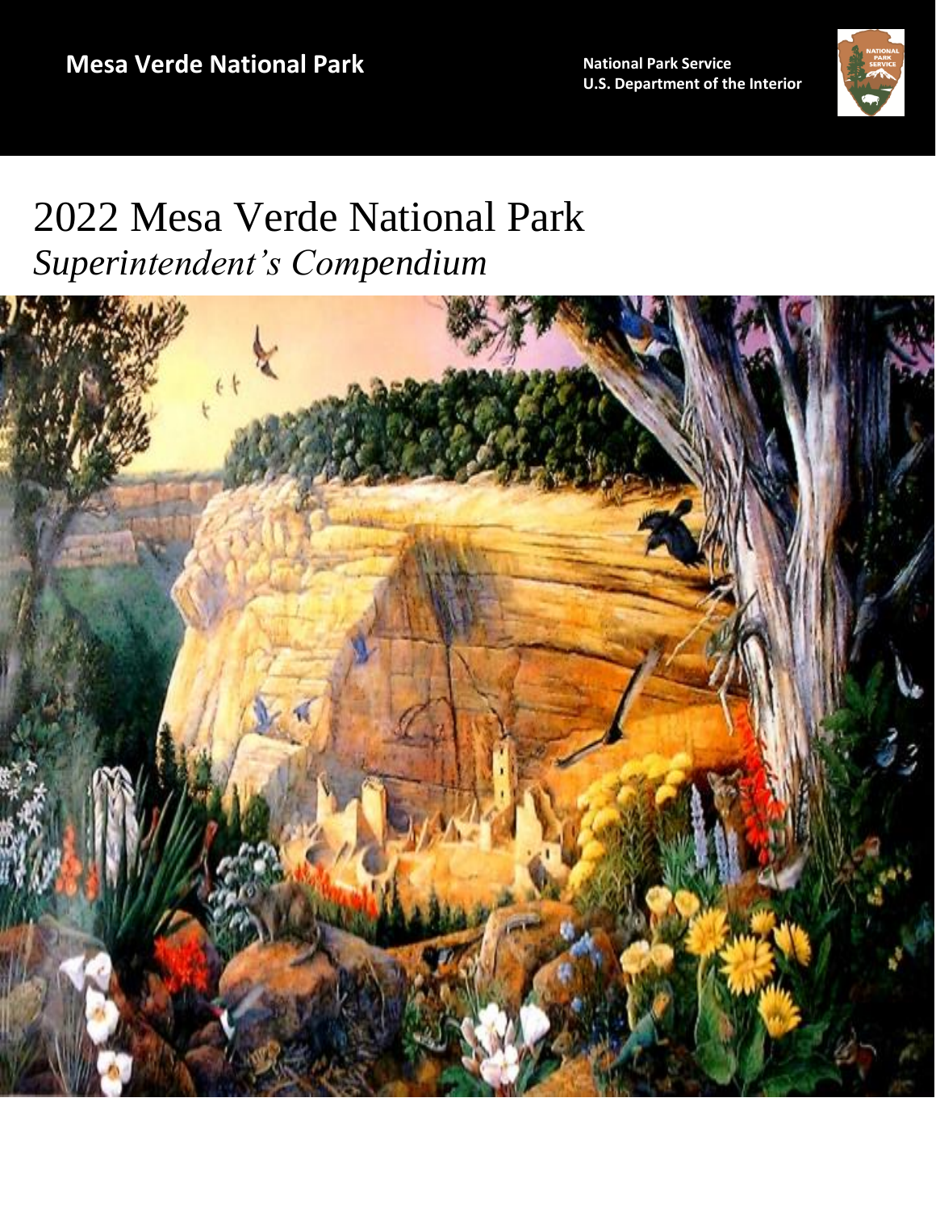Mesa Verde National Park

National Park Service
U.S. Department of the Interior

# 2022 Mesa Verde National Park
## *Superintendent's Compendium*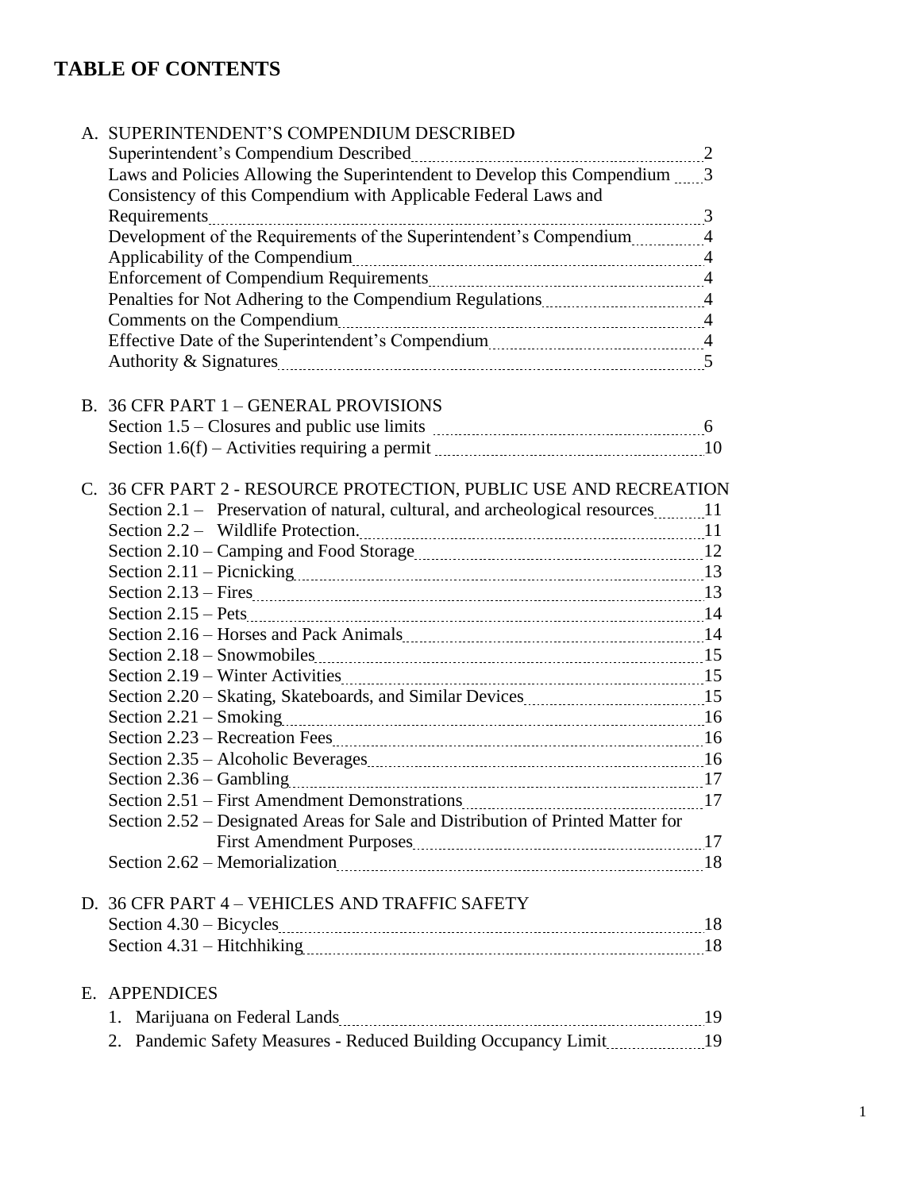# TABLE OF CONTENTS

A. SUPERINTENDENT'S COMPENDIUM DESCRIBED

- Superintendent's Compendium Described ..... 2
- Laws and Policies Allowing the Superintendent to Develop this Compendium ..... 3
- Consistency of this Compendium with Applicable Federal Laws and Requirements ..... 3
- Development of the Requirements of the Superintendent's Compendium ..... 4
- Applicability of the Compendium ..... 4
- Enforcement of Compendium Requirements ..... 4
- Penalties for Not Adhering to the Compendium Regulations ..... 4
- Comments on the Compendium ..... 4
- Effective Date of the Superintendent's Compendium ..... 4
- Authority & Signatures ..... 5

B. 36 CFR PART 1 – GENERAL PROVISIONS

- Section 1.5 – Closures and public use limits ..... 6
- Section 1.6(f) – Activities requiring a permit ..... 10

C. 36 CFR PART 2 - RESOURCE PROTECTION, PUBLIC USE AND RECREATION

- Section 2.1 – Preservation of natural, cultural, and archeological resources ..... 11
- Section 2.2 – Wildlife Protection. ..... 11
- Section 2.10 – Camping and Food Storage ..... 12
- Section 2.11 – Picnicking ..... 13
- Section 2.13 – Fires ..... 13
- Section 2.15 – Pets ..... 14
- Section 2.16 – Horses and Pack Animals ..... 14
- Section 2.18 – Snowmobiles ..... 15
- Section 2.19 – Winter Activities ..... 15
- Section 2.20 – Skating, Skateboards, and Similar Devices ..... 15
- Section 2.21 – Smoking ..... 16
- Section 2.23 – Recreation Fees ..... 16
- Section 2.35 – Alcoholic Beverages ..... 16
- Section 2.36 – Gambling ..... 17
- Section 2.51 – First Amendment Demonstrations ..... 17
- Section 2.52 – Designated Areas for Sale and Distribution of Printed Matter for First Amendment Purposes ..... 17
- Section 2.62 – Memorialization ..... 18

D. 36 CFR PART 4 – VEHICLES AND TRAFFIC SAFETY

- Section 4.30 – Bicycles ..... 18
- Section 4.31 – Hitchhiking ..... 18

E. APPENDICES

1. Marijuana on Federal Lands ..... 19
2. Pandemic Safety Measures - Reduced Building Occupancy Limit ..... 19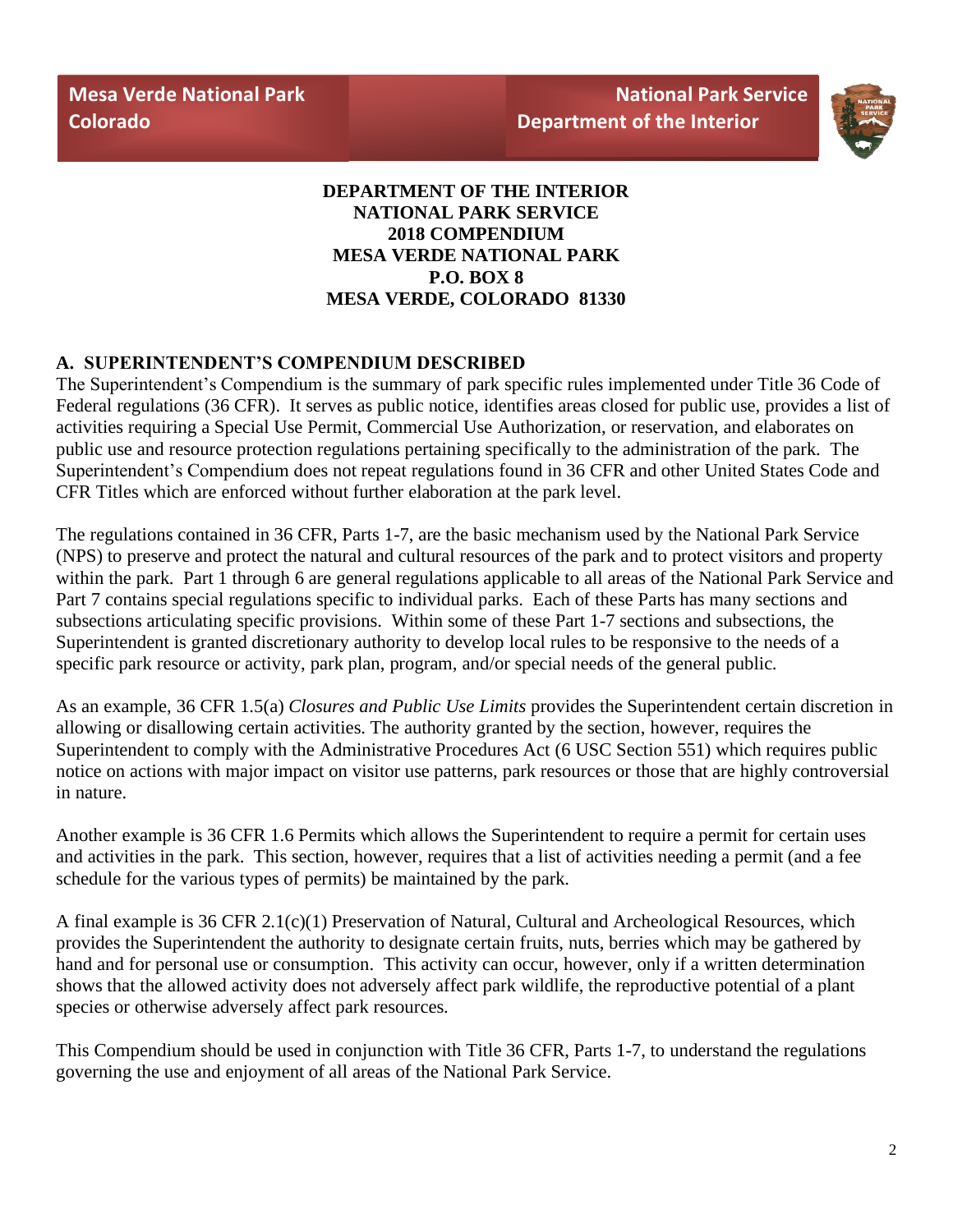Mesa Verde National Park
Colorado

National Park Service
Department of the Interior

**DEPARTMENT OF THE INTERIOR**
**NATIONAL PARK SERVICE**
**2018 COMPENDIUM**
**MESA VERDE NATIONAL PARK**
**P.O. BOX 8**
**MESA VERDE, COLORADO 81330**

## A. SUPERINTENDENT'S COMPENDIUM DESCRIBED

The Superintendent's Compendium is the summary of park specific rules implemented under Title 36 Code of Federal regulations (36 CFR). It serves as public notice, identifies areas closed for public use, provides a list of activities requiring a Special Use Permit, Commercial Use Authorization, or reservation, and elaborates on public use and resource protection regulations pertaining specifically to the administration of the park. The Superintendent's Compendium does not repeat regulations found in 36 CFR and other United States Code and CFR Titles which are enforced without further elaboration at the park level.

The regulations contained in 36 CFR, Parts 1-7, are the basic mechanism used by the National Park Service (NPS) to preserve and protect the natural and cultural resources of the park and to protect visitors and property within the park. Part 1 through 6 are general regulations applicable to all areas of the National Park Service and Part 7 contains special regulations specific to individual parks. Each of these Parts has many sections and subsections articulating specific provisions. Within some of these Part 1-7 sections and subsections, the Superintendent is granted discretionary authority to develop local rules to be responsive to the needs of a specific park resource or activity, park plan, program, and/or special needs of the general public.

As an example, 36 CFR 1.5(a) *Closures and Public Use Limits* provides the Superintendent certain discretion in allowing or disallowing certain activities. The authority granted by the section, however, requires the Superintendent to comply with the Administrative Procedures Act (6 USC Section 551) which requires public notice on actions with major impact on visitor use patterns, park resources or those that are highly controversial in nature.

Another example is 36 CFR 1.6 Permits which allows the Superintendent to require a permit for certain uses and activities in the park. This section, however, requires that a list of activities needing a permit (and a fee schedule for the various types of permits) be maintained by the park.

A final example is 36 CFR 2.1(c)(1) Preservation of Natural, Cultural and Archeological Resources, which provides the Superintendent the authority to designate certain fruits, nuts, berries which may be gathered by hand and for personal use or consumption. This activity can occur, however, only if a written determination shows that the allowed activity does not adversely affect park wildlife, the reproductive potential of a plant species or otherwise adversely affect park resources.

This Compendium should be used in conjunction with Title 36 CFR, Parts 1-7, to understand the regulations governing the use and enjoyment of all areas of the National Park Service.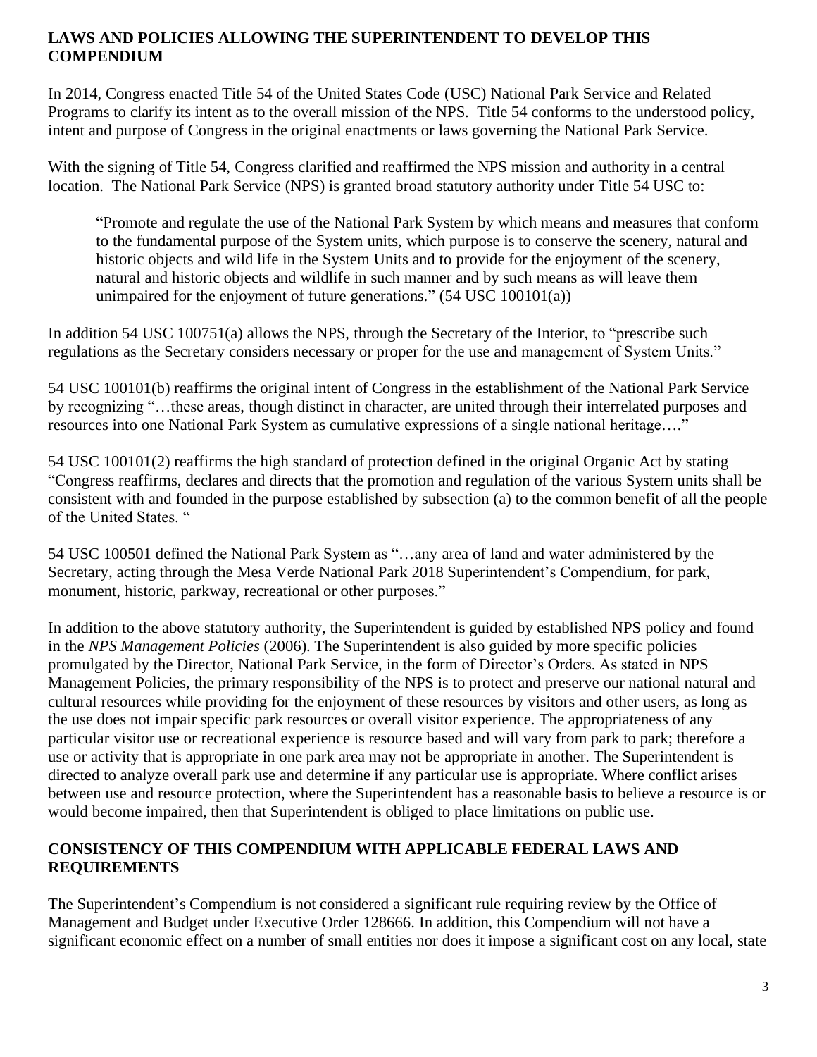## LAWS AND POLICIES ALLOWING THE SUPERINTENDENT TO DEVELOP THIS COMPENDIUM

In 2014, Congress enacted Title 54 of the United States Code (USC) National Park Service and Related Programs to clarify its intent as to the overall mission of the NPS. Title 54 conforms to the understood policy, intent and purpose of Congress in the original enactments or laws governing the National Park Service.

With the signing of Title 54, Congress clarified and reaffirmed the NPS mission and authority in a central location. The National Park Service (NPS) is granted broad statutory authority under Title 54 USC to:

> "Promote and regulate the use of the National Park System by which means and measures that conform to the fundamental purpose of the System units, which purpose is to conserve the scenery, natural and historic objects and wild life in the System Units and to provide for the enjoyment of the scenery, natural and historic objects and wildlife in such manner and by such means as will leave them unimpaired for the enjoyment of future generations." (54 USC 100101(a))

In addition 54 USC 100751(a) allows the NPS, through the Secretary of the Interior, to "prescribe such regulations as the Secretary considers necessary or proper for the use and management of System Units."

54 USC 100101(b) reaffirms the original intent of Congress in the establishment of the National Park Service by recognizing "…these areas, though distinct in character, are united through their interrelated purposes and resources into one National Park System as cumulative expressions of a single national heritage…."

54 USC 100101(2) reaffirms the high standard of protection defined in the original Organic Act by stating "Congress reaffirms, declares and directs that the promotion and regulation of the various System units shall be consistent with and founded in the purpose established by subsection (a) to the common benefit of all the people of the United States. "

54 USC 100501 defined the National Park System as "…any area of land and water administered by the Secretary, acting through the Mesa Verde National Park 2018 Superintendent's Compendium, for park, monument, historic, parkway, recreational or other purposes."

In addition to the above statutory authority, the Superintendent is guided by established NPS policy and found in the *NPS Management Policies* (2006). The Superintendent is also guided by more specific policies promulgated by the Director, National Park Service, in the form of Director's Orders. As stated in NPS Management Policies, the primary responsibility of the NPS is to protect and preserve our national natural and cultural resources while providing for the enjoyment of these resources by visitors and other users, as long as the use does not impair specific park resources or overall visitor experience. The appropriateness of any particular visitor use or recreational experience is resource based and will vary from park to park; therefore a use or activity that is appropriate in one park area may not be appropriate in another. The Superintendent is directed to analyze overall park use and determine if any particular use is appropriate. Where conflict arises between use and resource protection, where the Superintendent has a reasonable basis to believe a resource is or would become impaired, then that Superintendent is obliged to place limitations on public use.

## CONSISTENCY OF THIS COMPENDIUM WITH APPLICABLE FEDERAL LAWS AND REQUIREMENTS

The Superintendent's Compendium is not considered a significant rule requiring review by the Office of Management and Budget under Executive Order 128666. In addition, this Compendium will not have a significant economic effect on a number of small entities nor does it impose a significant cost on any local, state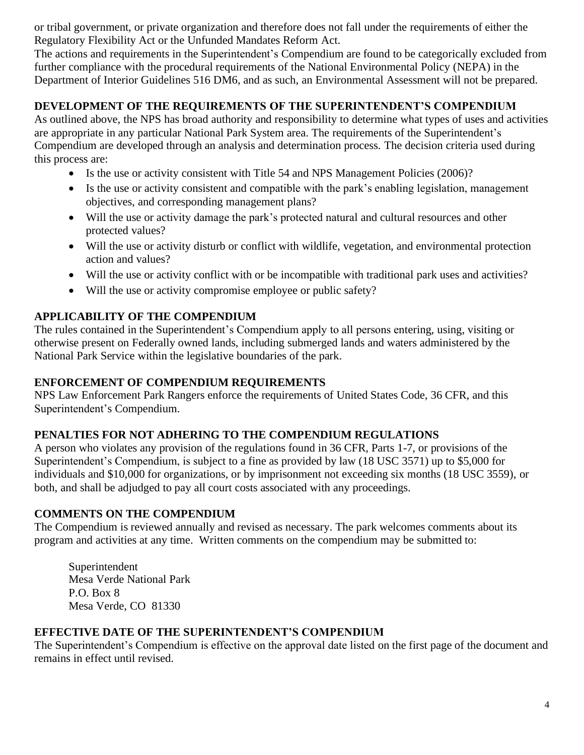or tribal government, or private organization and therefore does not fall under the requirements of either the Regulatory Flexibility Act or the Unfunded Mandates Reform Act.

The actions and requirements in the Superintendent's Compendium are found to be categorically excluded from further compliance with the procedural requirements of the National Environmental Policy (NEPA) in the Department of Interior Guidelines 516 DM6, and as such, an Environmental Assessment will not be prepared.

## DEVELOPMENT OF THE REQUIREMENTS OF THE SUPERINTENDENT'S COMPENDIUM

As outlined above, the NPS has broad authority and responsibility to determine what types of uses and activities are appropriate in any particular National Park System area. The requirements of the Superintendent's Compendium are developed through an analysis and determination process. The decision criteria used during this process are:

- Is the use or activity consistent with Title 54 and NPS Management Policies (2006)?
- Is the use or activity consistent and compatible with the park's enabling legislation, management objectives, and corresponding management plans?
- Will the use or activity damage the park's protected natural and cultural resources and other protected values?
- Will the use or activity disturb or conflict with wildlife, vegetation, and environmental protection action and values?
- Will the use or activity conflict with or be incompatible with traditional park uses and activities?
- Will the use or activity compromise employee or public safety?

## APPLICABILITY OF THE COMPENDIUM

The rules contained in the Superintendent's Compendium apply to all persons entering, using, visiting or otherwise present on Federally owned lands, including submerged lands and waters administered by the National Park Service within the legislative boundaries of the park.

## ENFORCEMENT OF COMPENDIUM REQUIREMENTS

NPS Law Enforcement Park Rangers enforce the requirements of United States Code, 36 CFR, and this Superintendent's Compendium.

## PENALTIES FOR NOT ADHERING TO THE COMPENDIUM REGULATIONS

A person who violates any provision of the regulations found in 36 CFR, Parts 1-7, or provisions of the Superintendent's Compendium, is subject to a fine as provided by law (18 USC 3571) up to $5,000 for individuals and $10,000 for organizations, or by imprisonment not exceeding six months (18 USC 3559), or both, and shall be adjudged to pay all court costs associated with any proceedings.

## COMMENTS ON THE COMPENDIUM

The Compendium is reviewed annually and revised as necessary. The park welcomes comments about its program and activities at any time. Written comments on the compendium may be submitted to:

Superintendent
Mesa Verde National Park
P.O. Box 8
Mesa Verde, CO 81330

## EFFECTIVE DATE OF THE SUPERINTENDENT'S COMPENDIUM

The Superintendent's Compendium is effective on the approval date listed on the first page of the document and remains in effect until revised.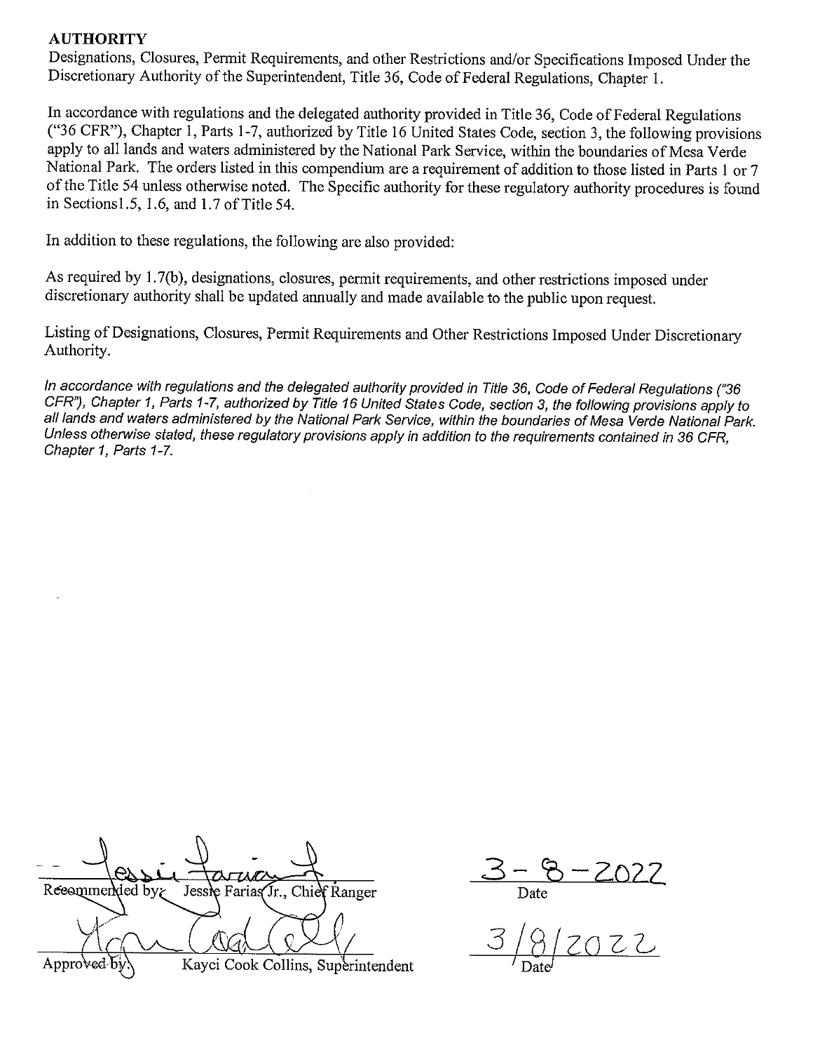**AUTHORITY**

Designations, Closures, Permit Requirements, and other Restrictions and/or Specifications Imposed Under the Discretionary Authority of the Superintendent, Title 36, Code of Federal Regulations, Chapter 1.

In accordance with regulations and the delegated authority provided in Title 36, Code of Federal Regulations ("36 CFR"), Chapter 1, Parts 1-7, authorized by Title 16 United States Code, section 3, the following provisions apply to all lands and waters administered by the National Park Service, within the boundaries of Mesa Verde National Park. The orders listed in this compendium are a requirement of addition to those listed in Parts 1 or 7 of the Title 54 unless otherwise noted. The Specific authority for these regulatory authority procedures is found in Sections1.5, 1.6, and 1.7 of Title 54.

In addition to these regulations, the following are also provided:

As required by 1.7(b), designations, closures, permit requirements, and other restrictions imposed under discretionary authority shall be updated annually and made available to the public upon request.

Listing of Designations, Closures, Permit Requirements and Other Restrictions Imposed Under Discretionary Authority.

*In accordance with regulations and the delegated authority provided in Title 36, Code of Federal Regulations ("36 CFR"), Chapter 1, Parts 1-7, authorized by Title 16 United States Code, section 3, the following provisions apply to all lands and waters administered by the National Park Service, within the boundaries of Mesa Verde National Park. Unless otherwise stated, these regulatory provisions apply in addition to the requirements contained in 36 CFR, Chapter 1, Parts 1-7.*

Recommended by: Jessie Farias Jr., Chief Ranger — Date: 3-8-2022

Approved by: Kayci Cook Collins, Superintendent — Date: 3/8/2022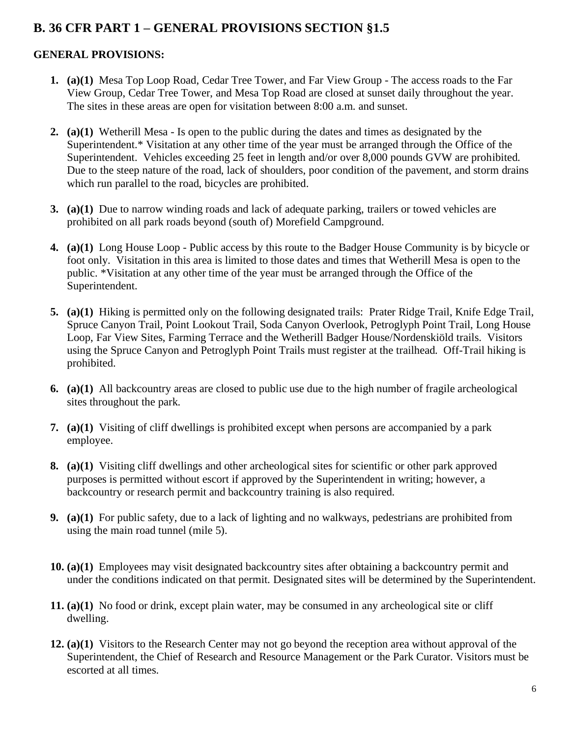## B. 36 CFR PART 1 – GENERAL PROVISIONS SECTION §1.5

### GENERAL PROVISIONS:

1. **(a)(1)** Mesa Top Loop Road, Cedar Tree Tower, and Far View Group - The access roads to the Far View Group, Cedar Tree Tower, and Mesa Top Road are closed at sunset daily throughout the year. The sites in these areas are open for visitation between 8:00 a.m. and sunset.

2. **(a)(1)** Wetherill Mesa - Is open to the public during the dates and times as designated by the Superintendent.* Visitation at any other time of the year must be arranged through the Office of the Superintendent. Vehicles exceeding 25 feet in length and/or over 8,000 pounds GVW are prohibited. Due to the steep nature of the road, lack of shoulders, poor condition of the pavement, and storm drains which run parallel to the road, bicycles are prohibited.

3. **(a)(1)** Due to narrow winding roads and lack of adequate parking, trailers or towed vehicles are prohibited on all park roads beyond (south of) Morefield Campground.

4. **(a)(1)** Long House Loop - Public access by this route to the Badger House Community is by bicycle or foot only. Visitation in this area is limited to those dates and times that Wetherill Mesa is open to the public. *Visitation at any other time of the year must be arranged through the Office of the Superintendent.

5. **(a)(1)** Hiking is permitted only on the following designated trails: Prater Ridge Trail, Knife Edge Trail, Spruce Canyon Trail, Point Lookout Trail, Soda Canyon Overlook, Petroglyph Point Trail, Long House Loop, Far View Sites, Farming Terrace and the Wetherill Badger House/Nordenskiöld trails. Visitors using the Spruce Canyon and Petroglyph Point Trails must register at the trailhead. Off-Trail hiking is prohibited.

6. **(a)(1)** All backcountry areas are closed to public use due to the high number of fragile archeological sites throughout the park.

7. **(a)(1)** Visiting of cliff dwellings is prohibited except when persons are accompanied by a park employee.

8. **(a)(1)** Visiting cliff dwellings and other archeological sites for scientific or other park approved purposes is permitted without escort if approved by the Superintendent in writing; however, a backcountry or research permit and backcountry training is also required.

9. **(a)(1)** For public safety, due to a lack of lighting and no walkways, pedestrians are prohibited from using the main road tunnel (mile 5).

10. **(a)(1)** Employees may visit designated backcountry sites after obtaining a backcountry permit and under the conditions indicated on that permit. Designated sites will be determined by the Superintendent.

11. **(a)(1)** No food or drink, except plain water, may be consumed in any archeological site or cliff dwelling.

12. **(a)(1)** Visitors to the Research Center may not go beyond the reception area without approval of the Superintendent, the Chief of Research and Resource Management or the Park Curator. Visitors must be escorted at all times.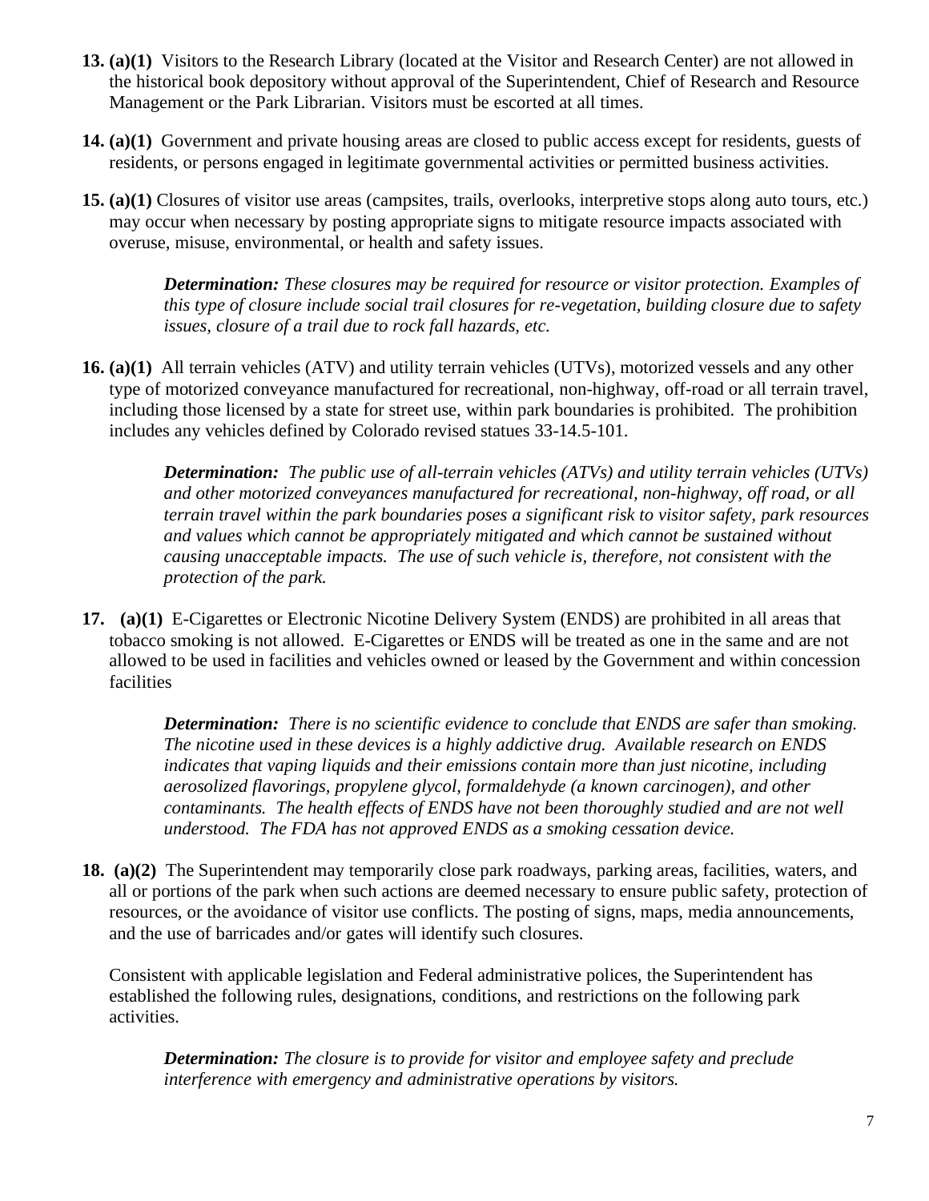**13. (a)(1)** Visitors to the Research Library (located at the Visitor and Research Center) are not allowed in the historical book depository without approval of the Superintendent, Chief of Research and Resource Management or the Park Librarian. Visitors must be escorted at all times.

**14. (a)(1)** Government and private housing areas are closed to public access except for residents, guests of residents, or persons engaged in legitimate governmental activities or permitted business activities.

**15. (a)(1)** Closures of visitor use areas (campsites, trails, overlooks, interpretive stops along auto tours, etc.) may occur when necessary by posting appropriate signs to mitigate resource impacts associated with overuse, misuse, environmental, or health and safety issues.

> ***Determination:*** *These closures may be required for resource or visitor protection. Examples of this type of closure include social trail closures for re-vegetation, building closure due to safety issues, closure of a trail due to rock fall hazards, etc.*

**16. (a)(1)** All terrain vehicles (ATV) and utility terrain vehicles (UTVs), motorized vessels and any other type of motorized conveyance manufactured for recreational, non-highway, off-road or all terrain travel, including those licensed by a state for street use, within park boundaries is prohibited. The prohibition includes any vehicles defined by Colorado revised statues 33-14.5-101.

> ***Determination:*** *The public use of all-terrain vehicles (ATVs) and utility terrain vehicles (UTVs) and other motorized conveyances manufactured for recreational, non-highway, off road, or all terrain travel within the park boundaries poses a significant risk to visitor safety, park resources and values which cannot be appropriately mitigated and which cannot be sustained without causing unacceptable impacts. The use of such vehicle is, therefore, not consistent with the protection of the park.*

**17. (a)(1)** E-Cigarettes or Electronic Nicotine Delivery System (ENDS) are prohibited in all areas that tobacco smoking is not allowed. E-Cigarettes or ENDS will be treated as one in the same and are not allowed to be used in facilities and vehicles owned or leased by the Government and within concession facilities

> ***Determination:*** *There is no scientific evidence to conclude that ENDS are safer than smoking. The nicotine used in these devices is a highly addictive drug. Available research on ENDS indicates that vaping liquids and their emissions contain more than just nicotine, including aerosolized flavorings, propylene glycol, formaldehyde (a known carcinogen), and other contaminants. The health effects of ENDS have not been thoroughly studied and are not well understood. The FDA has not approved ENDS as a smoking cessation device.*

**18. (a)(2)** The Superintendent may temporarily close park roadways, parking areas, facilities, waters, and all or portions of the park when such actions are deemed necessary to ensure public safety, protection of resources, or the avoidance of visitor use conflicts. The posting of signs, maps, media announcements, and the use of barricades and/or gates will identify such closures.

Consistent with applicable legislation and Federal administrative polices, the Superintendent has established the following rules, designations, conditions, and restrictions on the following park activities.

> ***Determination:*** *The closure is to provide for visitor and employee safety and preclude interference with emergency and administrative operations by visitors.*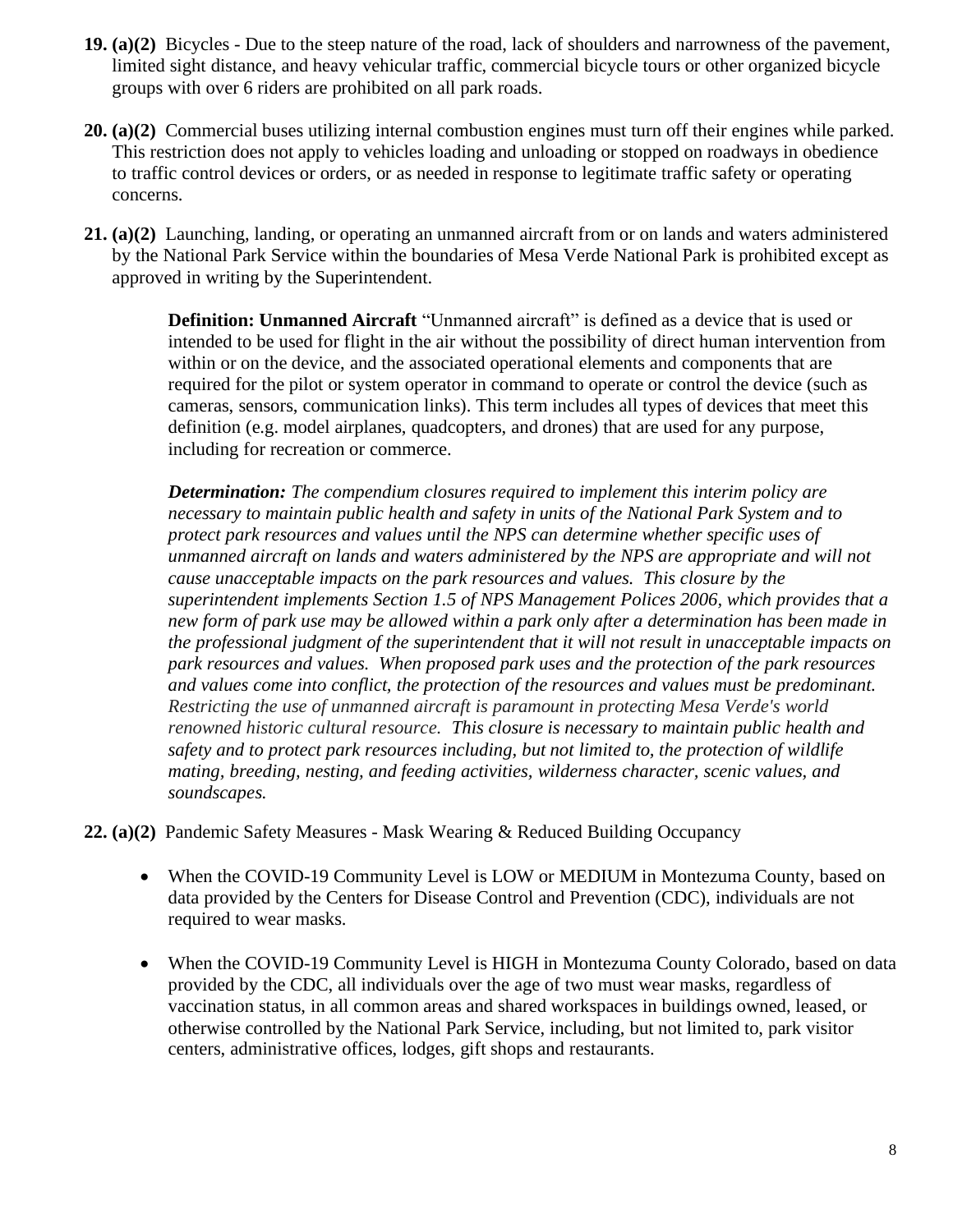**19. (a)(2)** Bicycles - Due to the steep nature of the road, lack of shoulders and narrowness of the pavement, limited sight distance, and heavy vehicular traffic, commercial bicycle tours or other organized bicycle groups with over 6 riders are prohibited on all park roads.

**20. (a)(2)** Commercial buses utilizing internal combustion engines must turn off their engines while parked. This restriction does not apply to vehicles loading and unloading or stopped on roadways in obedience to traffic control devices or orders, or as needed in response to legitimate traffic safety or operating concerns.

**21. (a)(2)** Launching, landing, or operating an unmanned aircraft from or on lands and waters administered by the National Park Service within the boundaries of Mesa Verde National Park is prohibited except as approved in writing by the Superintendent.

> **Definition: Unmanned Aircraft** "Unmanned aircraft" is defined as a device that is used or intended to be used for flight in the air without the possibility of direct human intervention from within or on the device, and the associated operational elements and components that are required for the pilot or system operator in command to operate or control the device (such as cameras, sensors, communication links). This term includes all types of devices that meet this definition (e.g. model airplanes, quadcopters, and drones) that are used for any purpose, including for recreation or commerce.
>
> ***Determination:*** *The compendium closures required to implement this interim policy are necessary to maintain public health and safety in units of the National Park System and to protect park resources and values until the NPS can determine whether specific uses of unmanned aircraft on lands and waters administered by the NPS are appropriate and will not cause unacceptable impacts on the park resources and values. This closure by the superintendent implements Section 1.5 of NPS Management Polices 2006, which provides that a new form of park use may be allowed within a park only after a determination has been made in the professional judgment of the superintendent that it will not result in unacceptable impacts on park resources and values. When proposed park uses and the protection of the park resources and values come into conflict, the protection of the resources and values must be predominant. Restricting the use of unmanned aircraft is paramount in protecting Mesa Verde's world renowned historic cultural resource. This closure is necessary to maintain public health and safety and to protect park resources including, but not limited to, the protection of wildlife mating, breeding, nesting, and feeding activities, wilderness character, scenic values, and soundscapes.*

**22. (a)(2)** Pandemic Safety Measures - Mask Wearing & Reduced Building Occupancy

- When the COVID-19 Community Level is LOW or MEDIUM in Montezuma County, based on data provided by the Centers for Disease Control and Prevention (CDC), individuals are not required to wear masks.
- When the COVID-19 Community Level is HIGH in Montezuma County Colorado, based on data provided by the CDC, all individuals over the age of two must wear masks, regardless of vaccination status, in all common areas and shared workspaces in buildings owned, leased, or otherwise controlled by the National Park Service, including, but not limited to, park visitor centers, administrative offices, lodges, gift shops and restaurants.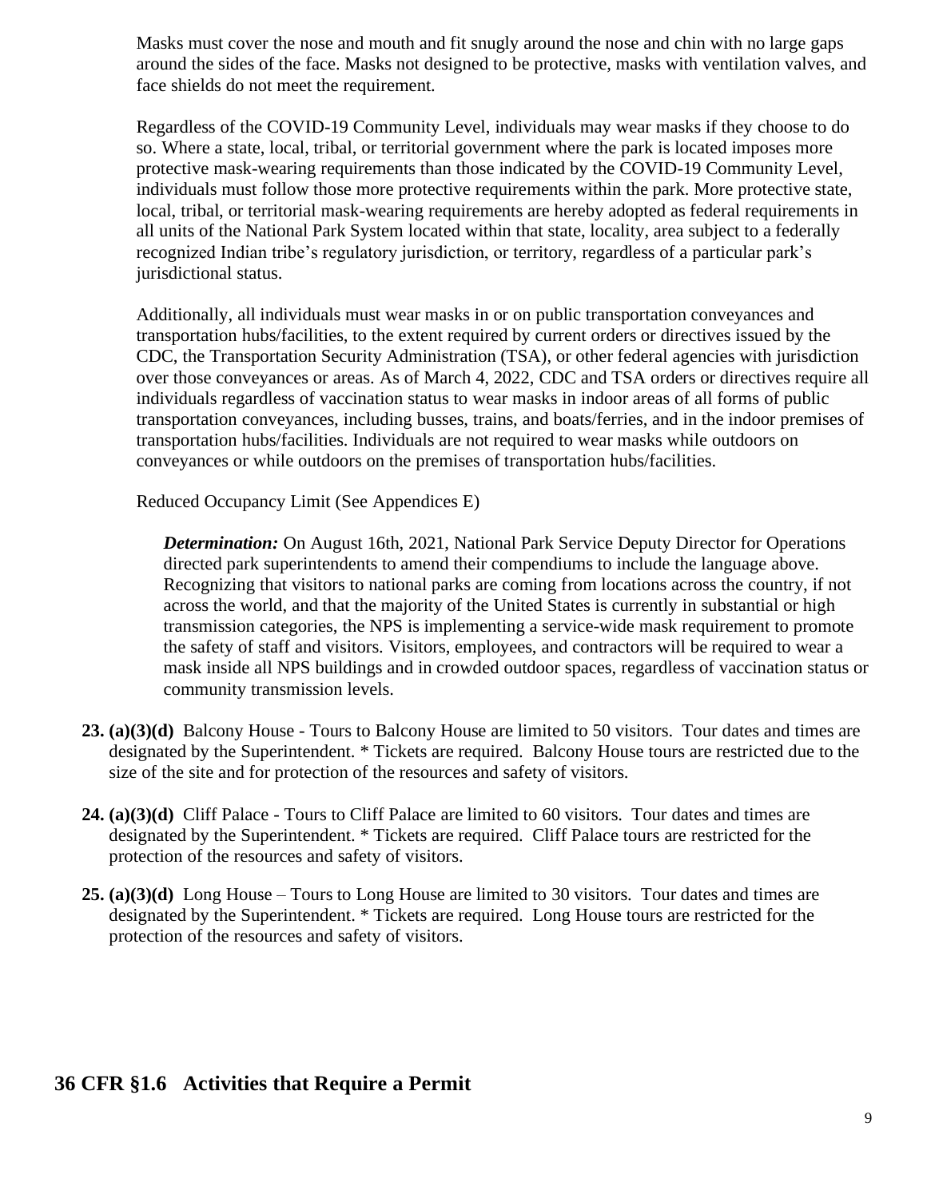Masks must cover the nose and mouth and fit snugly around the nose and chin with no large gaps around the sides of the face. Masks not designed to be protective, masks with ventilation valves, and face shields do not meet the requirement.

Regardless of the COVID-19 Community Level, individuals may wear masks if they choose to do so. Where a state, local, tribal, or territorial government where the park is located imposes more protective mask-wearing requirements than those indicated by the COVID-19 Community Level, individuals must follow those more protective requirements within the park. More protective state, local, tribal, or territorial mask-wearing requirements are hereby adopted as federal requirements in all units of the National Park System located within that state, locality, area subject to a federally recognized Indian tribe's regulatory jurisdiction, or territory, regardless of a particular park's jurisdictional status.

Additionally, all individuals must wear masks in or on public transportation conveyances and transportation hubs/facilities, to the extent required by current orders or directives issued by the CDC, the Transportation Security Administration (TSA), or other federal agencies with jurisdiction over those conveyances or areas. As of March 4, 2022, CDC and TSA orders or directives require all individuals regardless of vaccination status to wear masks in indoor areas of all forms of public transportation conveyances, including busses, trains, and boats/ferries, and in the indoor premises of transportation hubs/facilities. Individuals are not required to wear masks while outdoors on conveyances or while outdoors on the premises of transportation hubs/facilities.

Reduced Occupancy Limit (See Appendices E)

***Determination:*** On August 16th, 2021, National Park Service Deputy Director for Operations directed park superintendents to amend their compendiums to include the language above. Recognizing that visitors to national parks are coming from locations across the country, if not across the world, and that the majority of the United States is currently in substantial or high transmission categories, the NPS is implementing a service-wide mask requirement to promote the safety of staff and visitors. Visitors, employees, and contractors will be required to wear a mask inside all NPS buildings and in crowded outdoor spaces, regardless of vaccination status or community transmission levels.

**23. (a)(3)(d)** Balcony House - Tours to Balcony House are limited to 50 visitors. Tour dates and times are designated by the Superintendent. * Tickets are required. Balcony House tours are restricted due to the size of the site and for protection of the resources and safety of visitors.

**24. (a)(3)(d)** Cliff Palace - Tours to Cliff Palace are limited to 60 visitors. Tour dates and times are designated by the Superintendent. * Tickets are required. Cliff Palace tours are restricted for the protection of the resources and safety of visitors.

**25. (a)(3)(d)** Long House – Tours to Long House are limited to 30 visitors. Tour dates and times are designated by the Superintendent. * Tickets are required. Long House tours are restricted for the protection of the resources and safety of visitors.

## 36 CFR §1.6 Activities that Require a Permit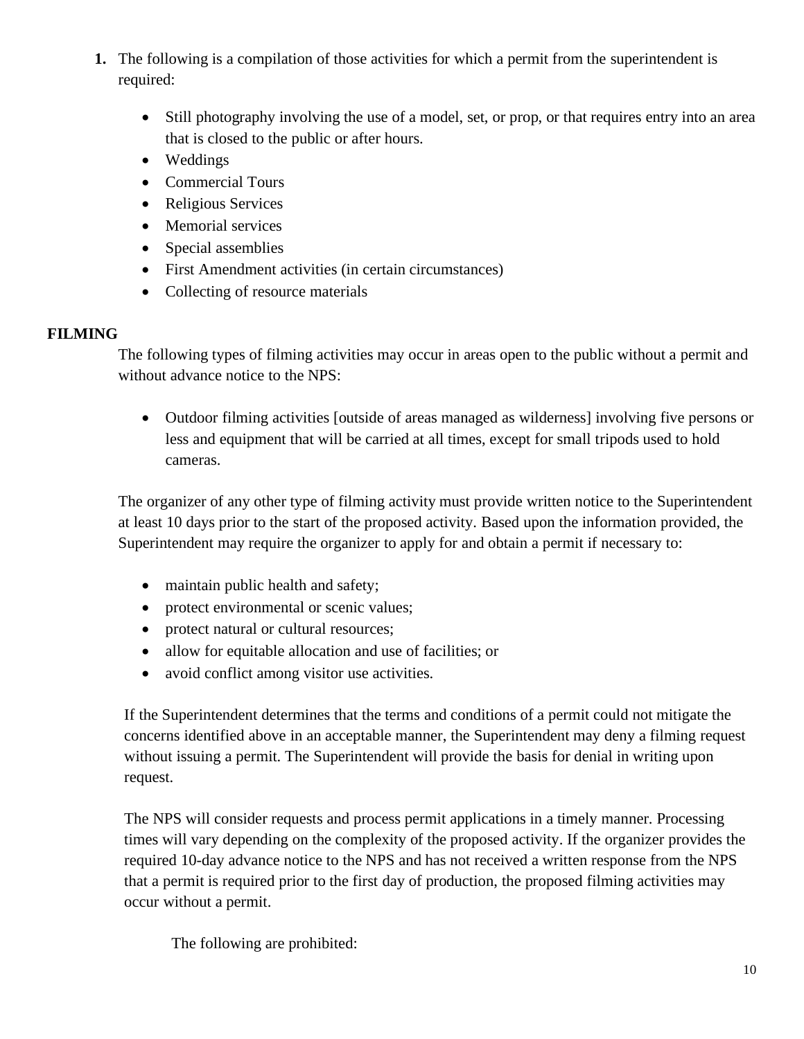1. The following is a compilation of those activities for which a permit from the superintendent is required:

    - Still photography involving the use of a model, set, or prop, or that requires entry into an area that is closed to the public or after hours.
    - Weddings
    - Commercial Tours
    - Religious Services
    - Memorial services
    - Special assemblies
    - First Amendment activities (in certain circumstances)
    - Collecting of resource materials

**FILMING**

The following types of filming activities may occur in areas open to the public without a permit and without advance notice to the NPS:

- Outdoor filming activities [outside of areas managed as wilderness] involving five persons or less and equipment that will be carried at all times, except for small tripods used to hold cameras.

The organizer of any other type of filming activity must provide written notice to the Superintendent at least 10 days prior to the start of the proposed activity. Based upon the information provided, the Superintendent may require the organizer to apply for and obtain a permit if necessary to:

- maintain public health and safety;
- protect environmental or scenic values;
- protect natural or cultural resources;
- allow for equitable allocation and use of facilities; or
- avoid conflict among visitor use activities.

If the Superintendent determines that the terms and conditions of a permit could not mitigate the concerns identified above in an acceptable manner, the Superintendent may deny a filming request without issuing a permit. The Superintendent will provide the basis for denial in writing upon request.

The NPS will consider requests and process permit applications in a timely manner. Processing times will vary depending on the complexity of the proposed activity. If the organizer provides the required 10-day advance notice to the NPS and has not received a written response from the NPS that a permit is required prior to the first day of production, the proposed filming activities may occur without a permit.

The following are prohibited: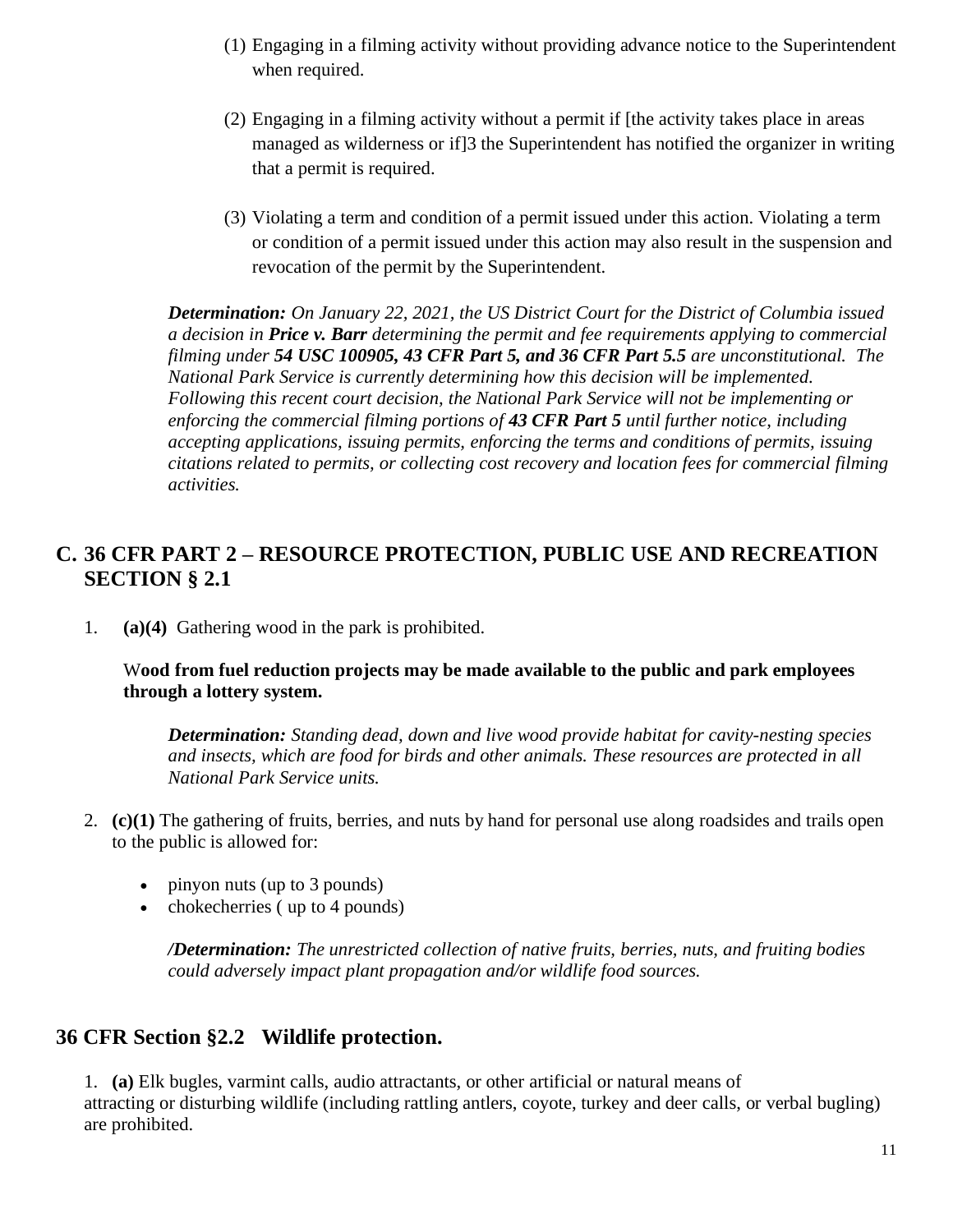(1) Engaging in a filming activity without providing advance notice to the Superintendent when required.

(2) Engaging in a filming activity without a permit if [the activity takes place in areas managed as wilderness or if]3 the Superintendent has notified the organizer in writing that a permit is required.

(3) Violating a term and condition of a permit issued under this action. Violating a term or condition of a permit issued under this action may also result in the suspension and revocation of the permit by the Superintendent.

***Determination:*** *On January 22, 2021, the US District Court for the District of Columbia issued a decision in* ***Price v. Barr*** *determining the permit and fee requirements applying to commercial filming under* ***54 USC 100905, 43 CFR Part 5, and 36 CFR Part 5.5*** *are unconstitutional. The National Park Service is currently determining how this decision will be implemented. Following this recent court decision, the National Park Service will not be implementing or enforcing the commercial filming portions of* ***43 CFR Part 5*** *until further notice, including accepting applications, issuing permits, enforcing the terms and conditions of permits, issuing citations related to permits, or collecting cost recovery and location fees for commercial filming activities.*

## C. 36 CFR PART 2 – RESOURCE PROTECTION, PUBLIC USE AND RECREATION SECTION § 2.1

1. **(a)(4)** Gathering wood in the park is prohibited.

   W**ood from fuel reduction projects may be made available to the public and park employees through a lottery system.**

   ***Determination:*** *Standing dead, down and live wood provide habitat for cavity-nesting species and insects, which are food for birds and other animals. These resources are protected in all National Park Service units.*

2. **(c)(1)** The gathering of fruits, berries, and nuts by hand for personal use along roadsides and trails open to the public is allowed for:

   - pinyon nuts (up to 3 pounds)
   - chokecherries ( up to 4 pounds)

   */****Determination:*** *The unrestricted collection of native fruits, berries, nuts, and fruiting bodies could adversely impact plant propagation and/or wildlife food sources.*

## 36 CFR Section §2.2 Wildlife protection.

1. **(a)** Elk bugles, varmint calls, audio attractants, or other artificial or natural means of attracting or disturbing wildlife (including rattling antlers, coyote, turkey and deer calls, or verbal bugling) are prohibited.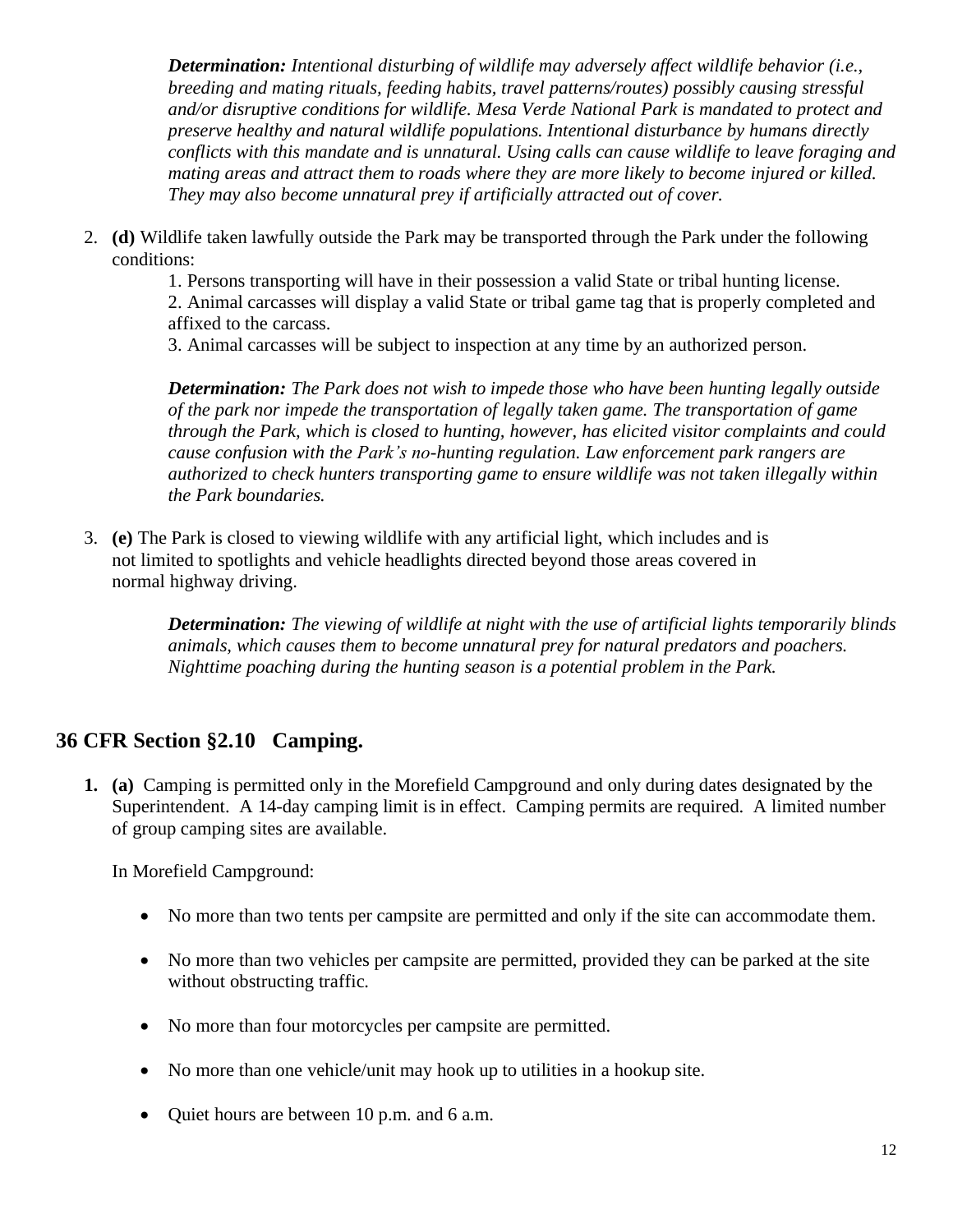***Determination:*** *Intentional disturbing of wildlife may adversely affect wildlife behavior (i.e., breeding and mating rituals, feeding habits, travel patterns/routes) possibly causing stressful and/or disruptive conditions for wildlife. Mesa Verde National Park is mandated to protect and preserve healthy and natural wildlife populations. Intentional disturbance by humans directly conflicts with this mandate and is unnatural. Using calls can cause wildlife to leave foraging and mating areas and attract them to roads where they are more likely to become injured or killed. They may also become unnatural prey if artificially attracted out of cover.*

2. **(d)** Wildlife taken lawfully outside the Park may be transported through the Park under the following conditions:

   1. Persons transporting will have in their possession a valid State or tribal hunting license.
   2. Animal carcasses will display a valid State or tribal game tag that is properly completed and affixed to the carcass.
   3. Animal carcasses will be subject to inspection at any time by an authorized person.

   ***Determination:*** *The Park does not wish to impede those who have been hunting legally outside of the park nor impede the transportation of legally taken game. The transportation of game through the Park, which is closed to hunting, however, has elicited visitor complaints and could cause confusion with the Park's no-hunting regulation. Law enforcement park rangers are authorized to check hunters transporting game to ensure wildlife was not taken illegally within the Park boundaries.*

3. **(e)** The Park is closed to viewing wildlife with any artificial light, which includes and is not limited to spotlights and vehicle headlights directed beyond those areas covered in normal highway driving.

   ***Determination:*** *The viewing of wildlife at night with the use of artificial lights temporarily blinds animals, which causes them to become unnatural prey for natural predators and poachers. Nighttime poaching during the hunting season is a potential problem in the Park.*

## 36 CFR Section §2.10 Camping.

1. **(a)** Camping is permitted only in the Morefield Campground and only during dates designated by the Superintendent. A 14-day camping limit is in effect. Camping permits are required. A limited number of group camping sites are available.

   In Morefield Campground:

   - No more than two tents per campsite are permitted and only if the site can accommodate them.
   - No more than two vehicles per campsite are permitted, provided they can be parked at the site without obstructing traffic.
   - No more than four motorcycles per campsite are permitted.
   - No more than one vehicle/unit may hook up to utilities in a hookup site.
   - Quiet hours are between 10 p.m. and 6 a.m.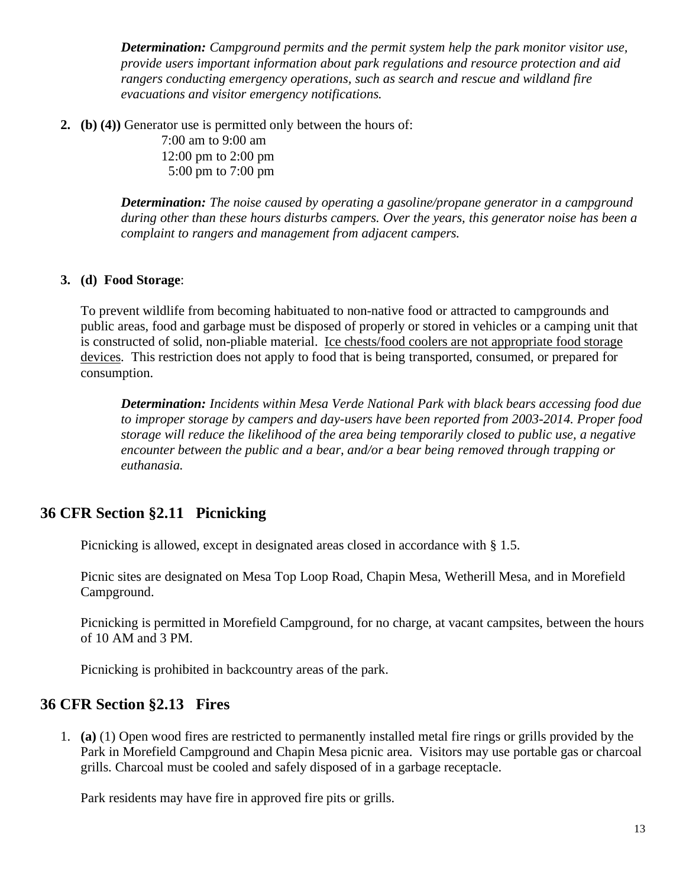*__Determination:__ Campground permits and the permit system help the park monitor visitor use, provide users important information about park regulations and resource protection and aid rangers conducting emergency operations, such as search and rescue and wildland fire evacuations and visitor emergency notifications.*

2. **(b) (4))** Generator use is permitted only between the hours of:
   7:00 am to 9:00 am
   12:00 pm to 2:00 pm
   5:00 pm to 7:00 pm

   *__Determination:__ The noise caused by operating a gasoline/propane generator in a campground during other than these hours disturbs campers. Over the years, this generator noise has been a complaint to rangers and management from adjacent campers.*

3. **(d) Food Storage**:

   To prevent wildlife from becoming habituated to non-native food or attracted to campgrounds and public areas, food and garbage must be disposed of properly or stored in vehicles or a camping unit that is constructed of solid, non-pliable material. <u>Ice chests/food coolers are not appropriate food storage devices</u>. This restriction does not apply to food that is being transported, consumed, or prepared for consumption.

   *__Determination:__ Incidents within Mesa Verde National Park with black bears accessing food due to improper storage by campers and day-users have been reported from 2003-2014. Proper food storage will reduce the likelihood of the area being temporarily closed to public use, a negative encounter between the public and a bear, and/or a bear being removed through trapping or euthanasia.*

## 36 CFR Section §2.11 Picnicking

Picnicking is allowed, except in designated areas closed in accordance with § 1.5.

Picnic sites are designated on Mesa Top Loop Road, Chapin Mesa, Wetherill Mesa, and in Morefield Campground.

Picnicking is permitted in Morefield Campground, for no charge, at vacant campsites, between the hours of 10 AM and 3 PM.

Picnicking is prohibited in backcountry areas of the park.

## 36 CFR Section §2.13 Fires

1. **(a)** (1) Open wood fires are restricted to permanently installed metal fire rings or grills provided by the Park in Morefield Campground and Chapin Mesa picnic area. Visitors may use portable gas or charcoal grills. Charcoal must be cooled and safely disposed of in a garbage receptacle.

   Park residents may have fire in approved fire pits or grills.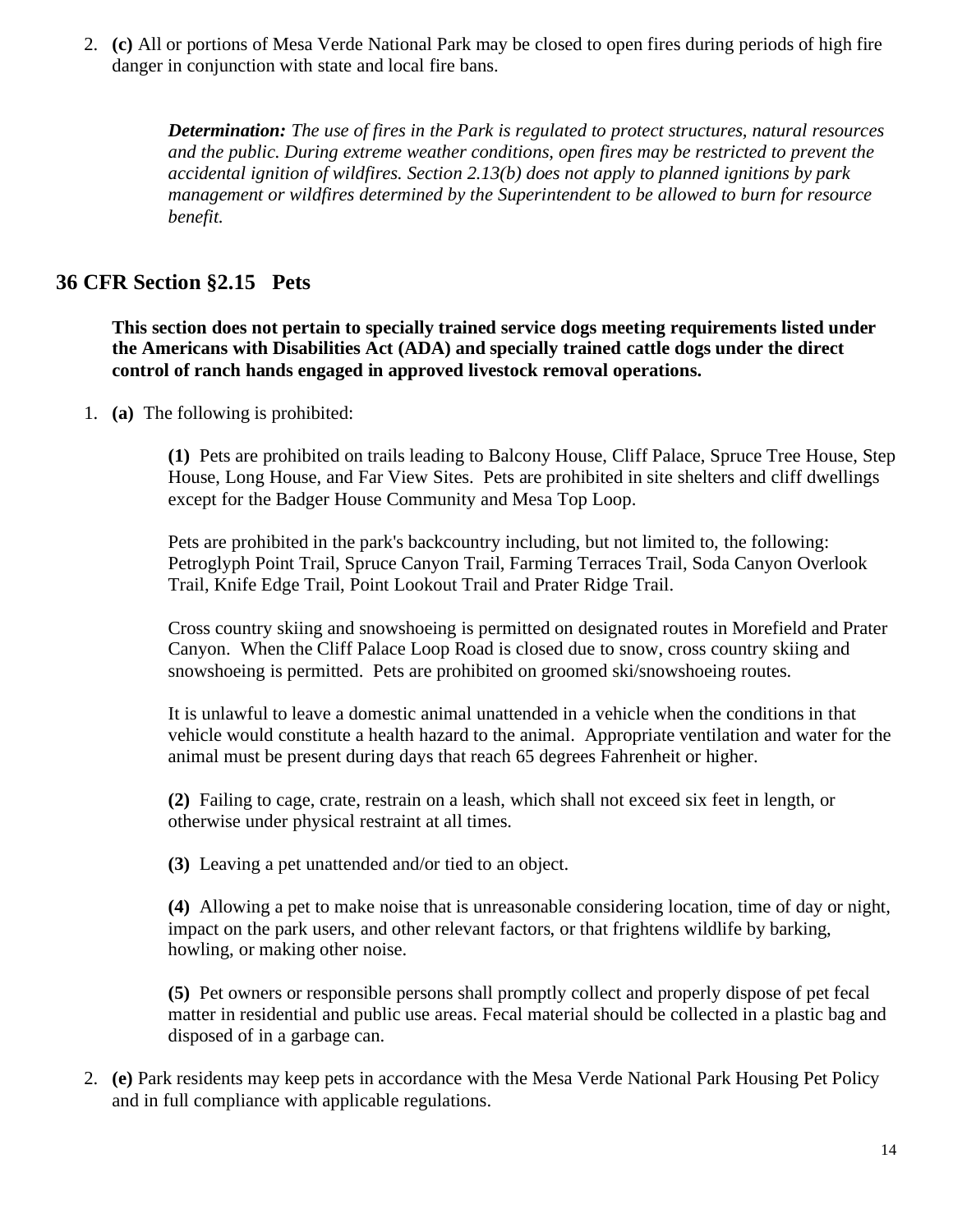2. **(c)** All or portions of Mesa Verde National Park may be closed to open fires during periods of high fire danger in conjunction with state and local fire bans.

   ***Determination:*** *The use of fires in the Park is regulated to protect structures, natural resources and the public. During extreme weather conditions, open fires may be restricted to prevent the accidental ignition of wildfires. Section 2.13(b) does not apply to planned ignitions by park management or wildfires determined by the Superintendent to be allowed to burn for resource benefit.*

## 36 CFR Section §2.15 Pets

**This section does not pertain to specially trained service dogs meeting requirements listed under the Americans with Disabilities Act (ADA) and specially trained cattle dogs under the direct control of ranch hands engaged in approved livestock removal operations.**

1. **(a)** The following is prohibited:

   **(1)** Pets are prohibited on trails leading to Balcony House, Cliff Palace, Spruce Tree House, Step House, Long House, and Far View Sites. Pets are prohibited in site shelters and cliff dwellings except for the Badger House Community and Mesa Top Loop.

   Pets are prohibited in the park's backcountry including, but not limited to, the following: Petroglyph Point Trail, Spruce Canyon Trail, Farming Terraces Trail, Soda Canyon Overlook Trail, Knife Edge Trail, Point Lookout Trail and Prater Ridge Trail.

   Cross country skiing and snowshoeing is permitted on designated routes in Morefield and Prater Canyon. When the Cliff Palace Loop Road is closed due to snow, cross country skiing and snowshoeing is permitted. Pets are prohibited on groomed ski/snowshoeing routes.

   It is unlawful to leave a domestic animal unattended in a vehicle when the conditions in that vehicle would constitute a health hazard to the animal. Appropriate ventilation and water for the animal must be present during days that reach 65 degrees Fahrenheit or higher.

   **(2)** Failing to cage, crate, restrain on a leash, which shall not exceed six feet in length, or otherwise under physical restraint at all times.

   **(3)** Leaving a pet unattended and/or tied to an object.

   **(4)** Allowing a pet to make noise that is unreasonable considering location, time of day or night, impact on the park users, and other relevant factors, or that frightens wildlife by barking, howling, or making other noise.

   **(5)** Pet owners or responsible persons shall promptly collect and properly dispose of pet fecal matter in residential and public use areas. Fecal material should be collected in a plastic bag and disposed of in a garbage can.

2. **(e)** Park residents may keep pets in accordance with the Mesa Verde National Park Housing Pet Policy and in full compliance with applicable regulations.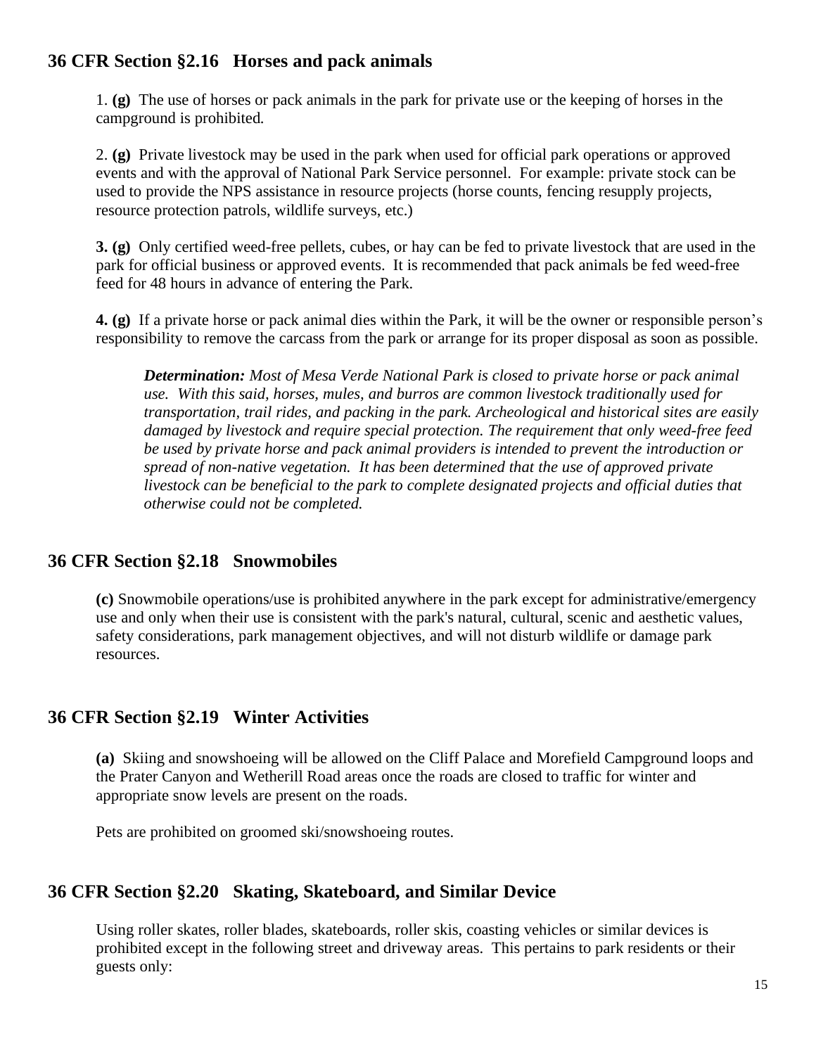## 36 CFR Section §2.16 Horses and pack animals

1. **(g)** The use of horses or pack animals in the park for private use or the keeping of horses in the campground is prohibited.

2. **(g)** Private livestock may be used in the park when used for official park operations or approved events and with the approval of National Park Service personnel. For example: private stock can be used to provide the NPS assistance in resource projects (horse counts, fencing resupply projects, resource protection patrols, wildlife surveys, etc.)

**3. (g)** Only certified weed-free pellets, cubes, or hay can be fed to private livestock that are used in the park for official business or approved events. It is recommended that pack animals be fed weed-free feed for 48 hours in advance of entering the Park.

**4. (g)** If a private horse or pack animal dies within the Park, it will be the owner or responsible person's responsibility to remove the carcass from the park or arrange for its proper disposal as soon as possible.

> ***Determination:*** *Most of Mesa Verde National Park is closed to private horse or pack animal use. With this said, horses, mules, and burros are common livestock traditionally used for transportation, trail rides, and packing in the park. Archeological and historical sites are easily damaged by livestock and require special protection. The requirement that only weed-free feed be used by private horse and pack animal providers is intended to prevent the introduction or spread of non-native vegetation. It has been determined that the use of approved private livestock can be beneficial to the park to complete designated projects and official duties that otherwise could not be completed.*

## 36 CFR Section §2.18 Snowmobiles

**(c)** Snowmobile operations/use is prohibited anywhere in the park except for administrative/emergency use and only when their use is consistent with the park's natural, cultural, scenic and aesthetic values, safety considerations, park management objectives, and will not disturb wildlife or damage park resources.

## 36 CFR Section §2.19 Winter Activities

**(a)** Skiing and snowshoeing will be allowed on the Cliff Palace and Morefield Campground loops and the Prater Canyon and Wetherill Road areas once the roads are closed to traffic for winter and appropriate snow levels are present on the roads.

Pets are prohibited on groomed ski/snowshoeing routes.

## 36 CFR Section §2.20 Skating, Skateboard, and Similar Device

Using roller skates, roller blades, skateboards, roller skis, coasting vehicles or similar devices is prohibited except in the following street and driveway areas. This pertains to park residents or their guests only: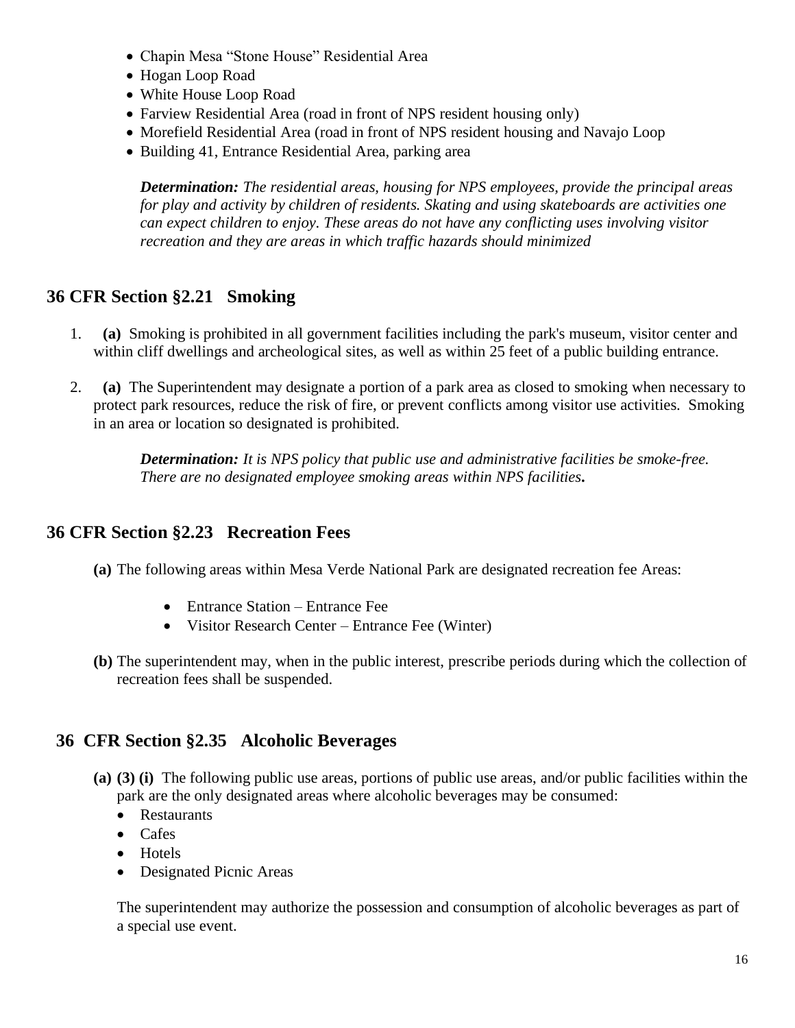- Chapin Mesa "Stone House" Residential Area
- Hogan Loop Road
- White House Loop Road
- Farview Residential Area (road in front of NPS resident housing only)
- Morefield Residential Area (road in front of NPS resident housing and Navajo Loop
- Building 41, Entrance Residential Area, parking area

***Determination:*** *The residential areas, housing for NPS employees, provide the principal areas for play and activity by children of residents. Skating and using skateboards are activities one can expect children to enjoy. These areas do not have any conflicting uses involving visitor recreation and they are areas in which traffic hazards should minimized*

## 36 CFR Section §2.21 Smoking

1. **(a)** Smoking is prohibited in all government facilities including the park's museum, visitor center and within cliff dwellings and archeological sites, as well as within 25 feet of a public building entrance.
2. **(a)** The Superintendent may designate a portion of a park area as closed to smoking when necessary to protect park resources, reduce the risk of fire, or prevent conflicts among visitor use activities. Smoking in an area or location so designated is prohibited.

***Determination:*** *It is NPS policy that public use and administrative facilities be smoke-free. There are no designated employee smoking areas within NPS facilities***.**

## 36 CFR Section §2.23 Recreation Fees

**(a)** The following areas within Mesa Verde National Park are designated recreation fee Areas:

- Entrance Station – Entrance Fee
- Visitor Research Center – Entrance Fee (Winter)

**(b)** The superintendent may, when in the public interest, prescribe periods during which the collection of recreation fees shall be suspended.

## 36 CFR Section §2.35 Alcoholic Beverages

**(a) (3) (i)** The following public use areas, portions of public use areas, and/or public facilities within the park are the only designated areas where alcoholic beverages may be consumed:

- Restaurants
- Cafes
- Hotels
- Designated Picnic Areas

The superintendent may authorize the possession and consumption of alcoholic beverages as part of a special use event.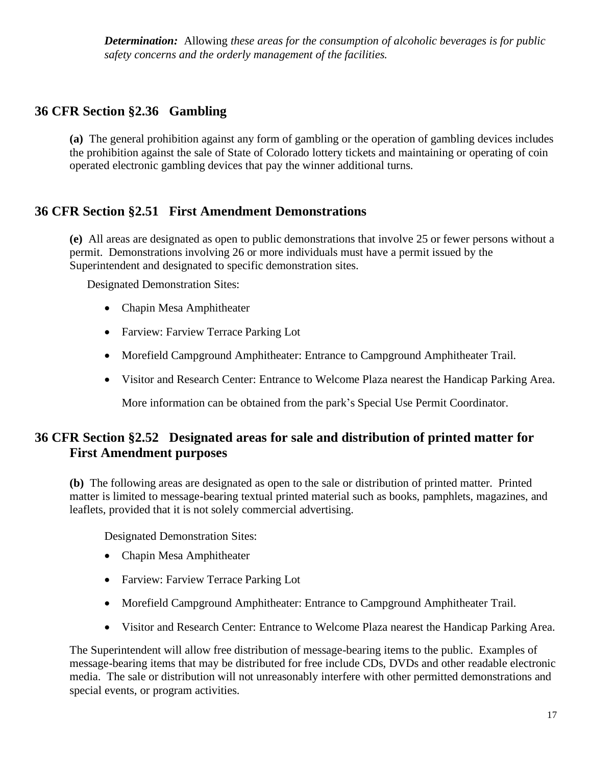***Determination:*** Allowing *these areas for the consumption of alcoholic beverages is for public safety concerns and the orderly management of the facilities.*

## 36 CFR Section §2.36 Gambling

**(a)** The general prohibition against any form of gambling or the operation of gambling devices includes the prohibition against the sale of State of Colorado lottery tickets and maintaining or operating of coin operated electronic gambling devices that pay the winner additional turns.

## 36 CFR Section §2.51 First Amendment Demonstrations

**(e)** All areas are designated as open to public demonstrations that involve 25 or fewer persons without a permit. Demonstrations involving 26 or more individuals must have a permit issued by the Superintendent and designated to specific demonstration sites.

Designated Demonstration Sites:

- Chapin Mesa Amphitheater
- Farview: Farview Terrace Parking Lot
- Morefield Campground Amphitheater: Entrance to Campground Amphitheater Trail.
- Visitor and Research Center: Entrance to Welcome Plaza nearest the Handicap Parking Area.

More information can be obtained from the park's Special Use Permit Coordinator.

## 36 CFR Section §2.52 Designated areas for sale and distribution of printed matter for First Amendment purposes

**(b)** The following areas are designated as open to the sale or distribution of printed matter. Printed matter is limited to message-bearing textual printed material such as books, pamphlets, magazines, and leaflets, provided that it is not solely commercial advertising.

Designated Demonstration Sites:

- Chapin Mesa Amphitheater
- Farview: Farview Terrace Parking Lot
- Morefield Campground Amphitheater: Entrance to Campground Amphitheater Trail.
- Visitor and Research Center: Entrance to Welcome Plaza nearest the Handicap Parking Area.

The Superintendent will allow free distribution of message-bearing items to the public. Examples of message-bearing items that may be distributed for free include CDs, DVDs and other readable electronic media. The sale or distribution will not unreasonably interfere with other permitted demonstrations and special events, or program activities.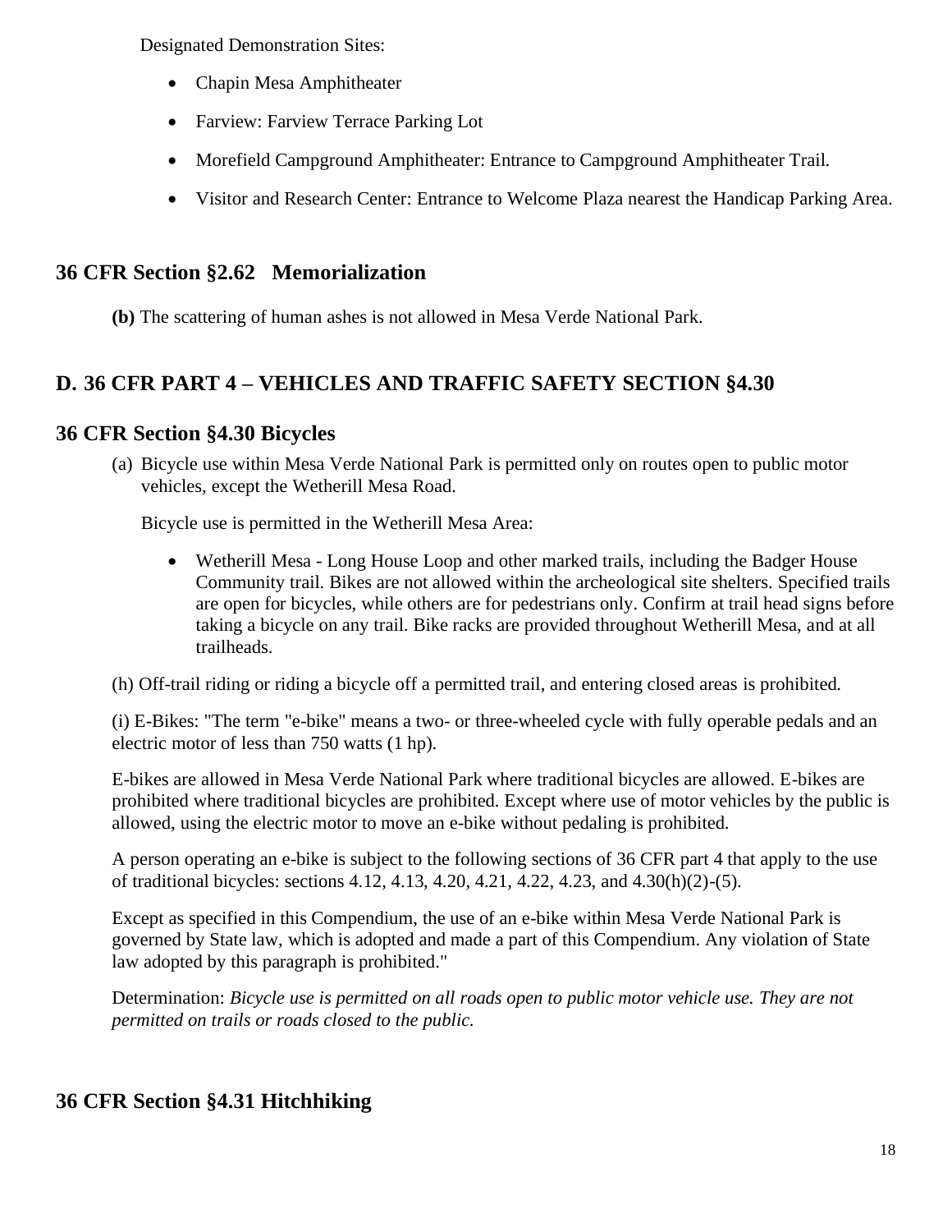Designated Demonstration Sites:

- Chapin Mesa Amphitheater
- Farview: Farview Terrace Parking Lot
- Morefield Campground Amphitheater: Entrance to Campground Amphitheater Trail.
- Visitor and Research Center: Entrance to Welcome Plaza nearest the Handicap Parking Area.

## 36 CFR Section §2.62 Memorialization

**(b)** The scattering of human ashes is not allowed in Mesa Verde National Park.

## D. 36 CFR PART 4 – VEHICLES AND TRAFFIC SAFETY SECTION §4.30

## 36 CFR Section §4.30 Bicycles

(a) Bicycle use within Mesa Verde National Park is permitted only on routes open to public motor vehicles, except the Wetherill Mesa Road.

Bicycle use is permitted in the Wetherill Mesa Area:

- Wetherill Mesa - Long House Loop and other marked trails, including the Badger House Community trail. Bikes are not allowed within the archeological site shelters. Specified trails are open for bicycles, while others are for pedestrians only. Confirm at trail head signs before taking a bicycle on any trail. Bike racks are provided throughout Wetherill Mesa, and at all trailheads.

(h) Off-trail riding or riding a bicycle off a permitted trail, and entering closed areas is prohibited.

(i) E-Bikes: "The term "e-bike" means a two- or three-wheeled cycle with fully operable pedals and an electric motor of less than 750 watts (1 hp).

E-bikes are allowed in Mesa Verde National Park where traditional bicycles are allowed. E-bikes are prohibited where traditional bicycles are prohibited. Except where use of motor vehicles by the public is allowed, using the electric motor to move an e-bike without pedaling is prohibited.

A person operating an e-bike is subject to the following sections of 36 CFR part 4 that apply to the use of traditional bicycles: sections 4.12, 4.13, 4.20, 4.21, 4.22, 4.23, and 4.30(h)(2)-(5).

Except as specified in this Compendium, the use of an e-bike within Mesa Verde National Park is governed by State law, which is adopted and made a part of this Compendium. Any violation of State law adopted by this paragraph is prohibited."

Determination: *Bicycle use is permitted on all roads open to public motor vehicle use. They are not permitted on trails or roads closed to the public.*

## 36 CFR Section §4.31 Hitchhiking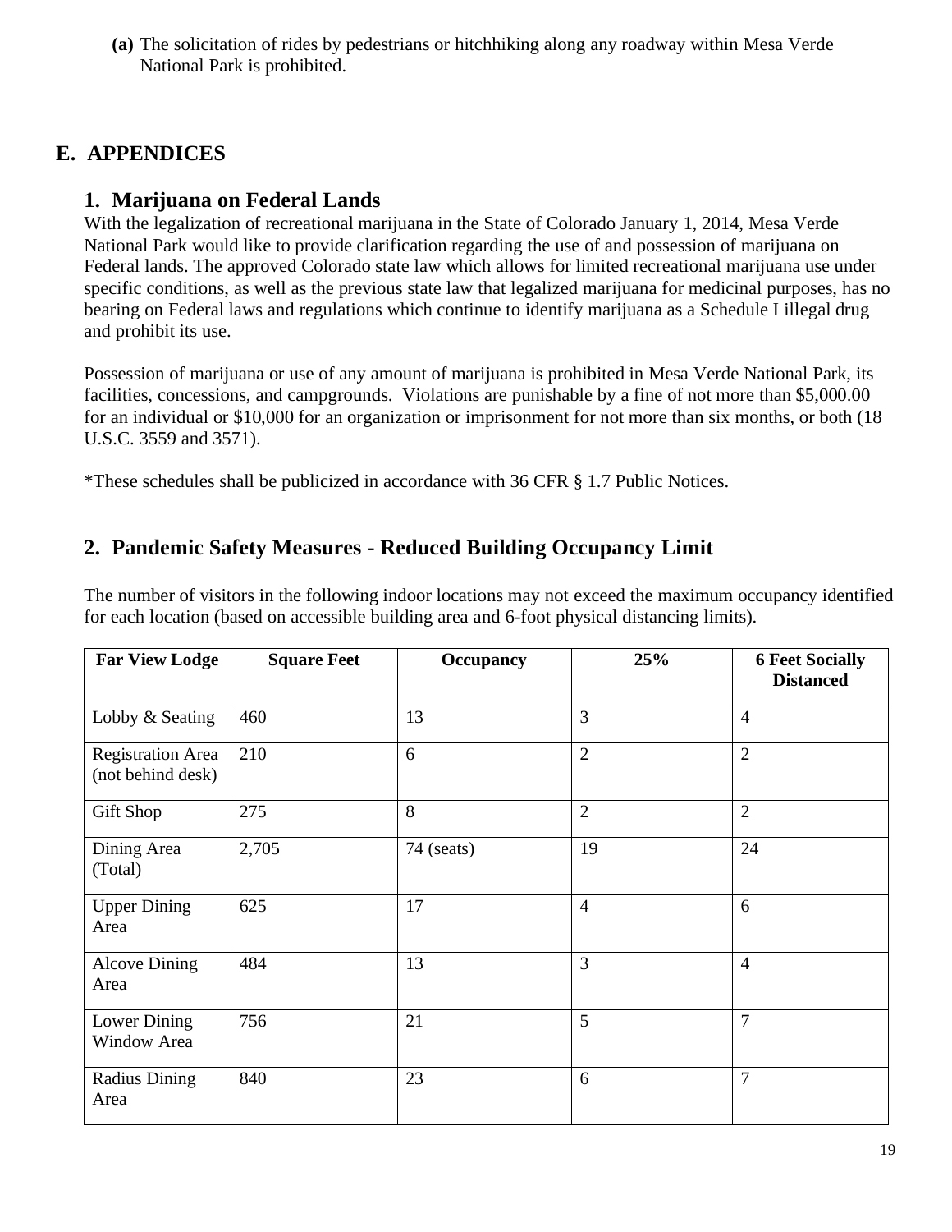**(a)** The solicitation of rides by pedestrians or hitchhiking along any roadway within Mesa Verde National Park is prohibited.

## E. APPENDICES

### 1. Marijuana on Federal Lands

With the legalization of recreational marijuana in the State of Colorado January 1, 2014, Mesa Verde National Park would like to provide clarification regarding the use of and possession of marijuana on Federal lands. The approved Colorado state law which allows for limited recreational marijuana use under specific conditions, as well as the previous state law that legalized marijuana for medicinal purposes, has no bearing on Federal laws and regulations which continue to identify marijuana as a Schedule I illegal drug and prohibit its use.

Possession of marijuana or use of any amount of marijuana is prohibited in Mesa Verde National Park, its facilities, concessions, and campgrounds. Violations are punishable by a fine of not more than $5,000.00 for an individual or $10,000 for an organization or imprisonment for not more than six months, or both (18 U.S.C. 3559 and 3571).

*These schedules shall be publicized in accordance with 36 CFR § 1.7 Public Notices.

### 2. Pandemic Safety Measures - Reduced Building Occupancy Limit

The number of visitors in the following indoor locations may not exceed the maximum occupancy identified for each location (based on accessible building area and 6-foot physical distancing limits).

| Far View Lodge | Square Feet | Occupancy | 25% | 6 Feet Socially Distanced |
|---|---|---|---|---|
| Lobby & Seating | 460 | 13 | 3 | 4 |
| Registration Area (not behind desk) | 210 | 6 | 2 | 2 |
| Gift Shop | 275 | 8 | 2 | 2 |
| Dining Area (Total) | 2,705 | 74 (seats) | 19 | 24 |
| Upper Dining Area | 625 | 17 | 4 | 6 |
| Alcove Dining Area | 484 | 13 | 3 | 4 |
| Lower Dining Window Area | 756 | 21 | 5 | 7 |
| Radius Dining Area | 840 | 23 | 6 | 7 |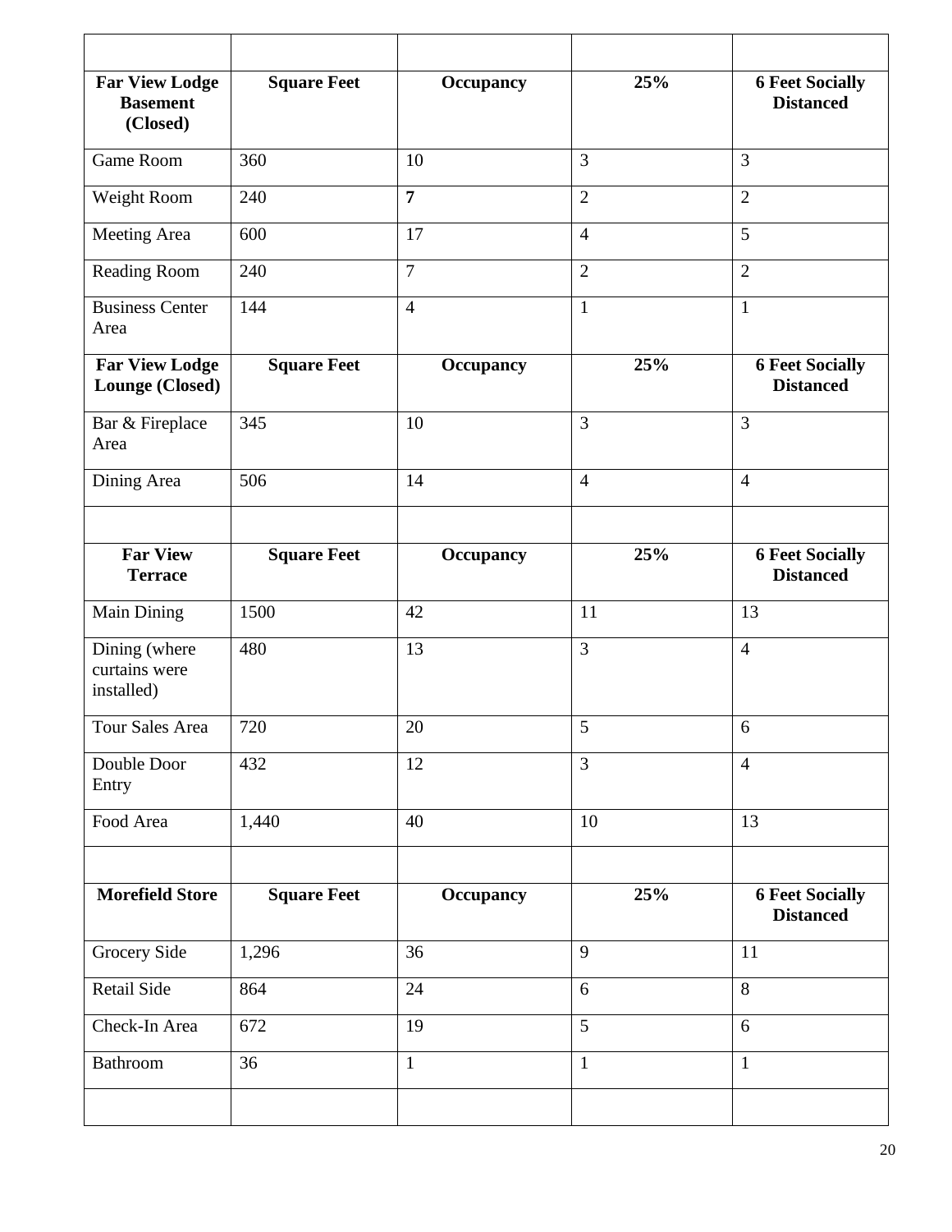| | | | | |
|---|---|---|---|---|
| **Far View Lodge Basement (Closed)** | **Square Feet** | **Occupancy** | **25%** | **6 Feet Socially Distanced** |
| Game Room | 360 | 10 | 3 | 3 |
| Weight Room | 240 | **7** | 2 | 2 |
| Meeting Area | 600 | 17 | 4 | 5 |
| Reading Room | 240 | 7 | 2 | 2 |
| Business Center Area | 144 | 4 | 1 | 1 |
| **Far View Lodge Lounge (Closed)** | **Square Feet** | **Occupancy** | **25%** | **6 Feet Socially Distanced** |
| Bar & Fireplace Area | 345 | 10 | 3 | 3 |
| Dining Area | 506 | 14 | 4 | 4 |
| | | | | |
| **Far View Terrace** | **Square Feet** | **Occupancy** | **25%** | **6 Feet Socially Distanced** |
| Main Dining | 1500 | 42 | 11 | 13 |
| Dining (where curtains were installed) | 480 | 13 | 3 | 4 |
| Tour Sales Area | 720 | 20 | 5 | 6 |
| Double Door Entry | 432 | 12 | 3 | 4 |
| Food Area | 1,440 | 40 | 10 | 13 |
| | | | | |
| **Morefield Store** | **Square Feet** | **Occupancy** | **25%** | **6 Feet Socially Distanced** |
| Grocery Side | 1,296 | 36 | 9 | 11 |
| Retail Side | 864 | 24 | 6 | 8 |
| Check-In Area | 672 | 19 | 5 | 6 |
| Bathroom | 36 | 1 | 1 | 1 |
| | | | | |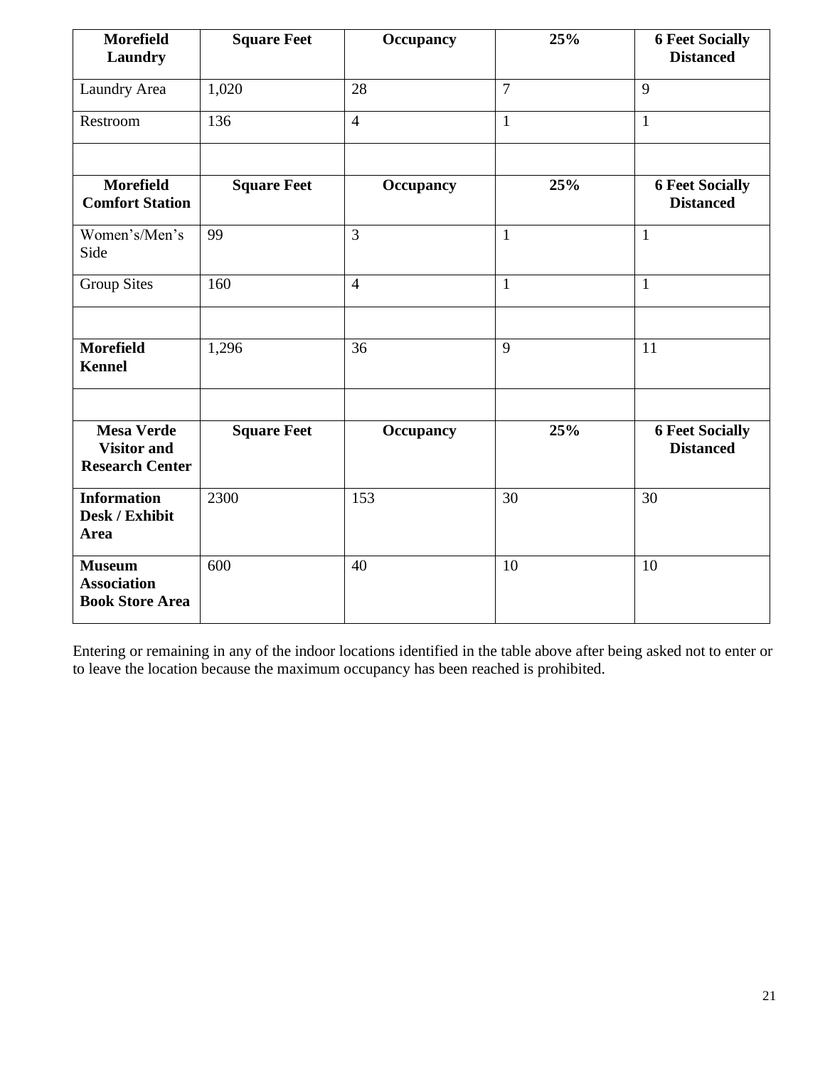| **Morefield Laundry** | **Square Feet** | **Occupancy** | **25%** | **6 Feet Socially Distanced** |
|---|---|---|---|---|
| Laundry Area | 1,020 | 28 | 7 | 9 |
| Restroom | 136 | 4 | 1 | 1 |
| | | | | |
| **Morefield Comfort Station** | **Square Feet** | **Occupancy** | **25%** | **6 Feet Socially Distanced** |
| Women's/Men's Side | 99 | 3 | 1 | 1 |
| Group Sites | 160 | 4 | 1 | 1 |
| | | | | |
| **Morefield Kennel** | 1,296 | 36 | 9 | 11 |
| | | | | |
| **Mesa Verde Visitor and Research Center** | **Square Feet** | **Occupancy** | **25%** | **6 Feet Socially Distanced** |
| **Information Desk / Exhibit Area** | 2300 | 153 | 30 | 30 |
| **Museum Association Book Store Area** | 600 | 40 | 10 | 10 |

Entering or remaining in any of the indoor locations identified in the table above after being asked not to enter or to leave the location because the maximum occupancy has been reached is prohibited.